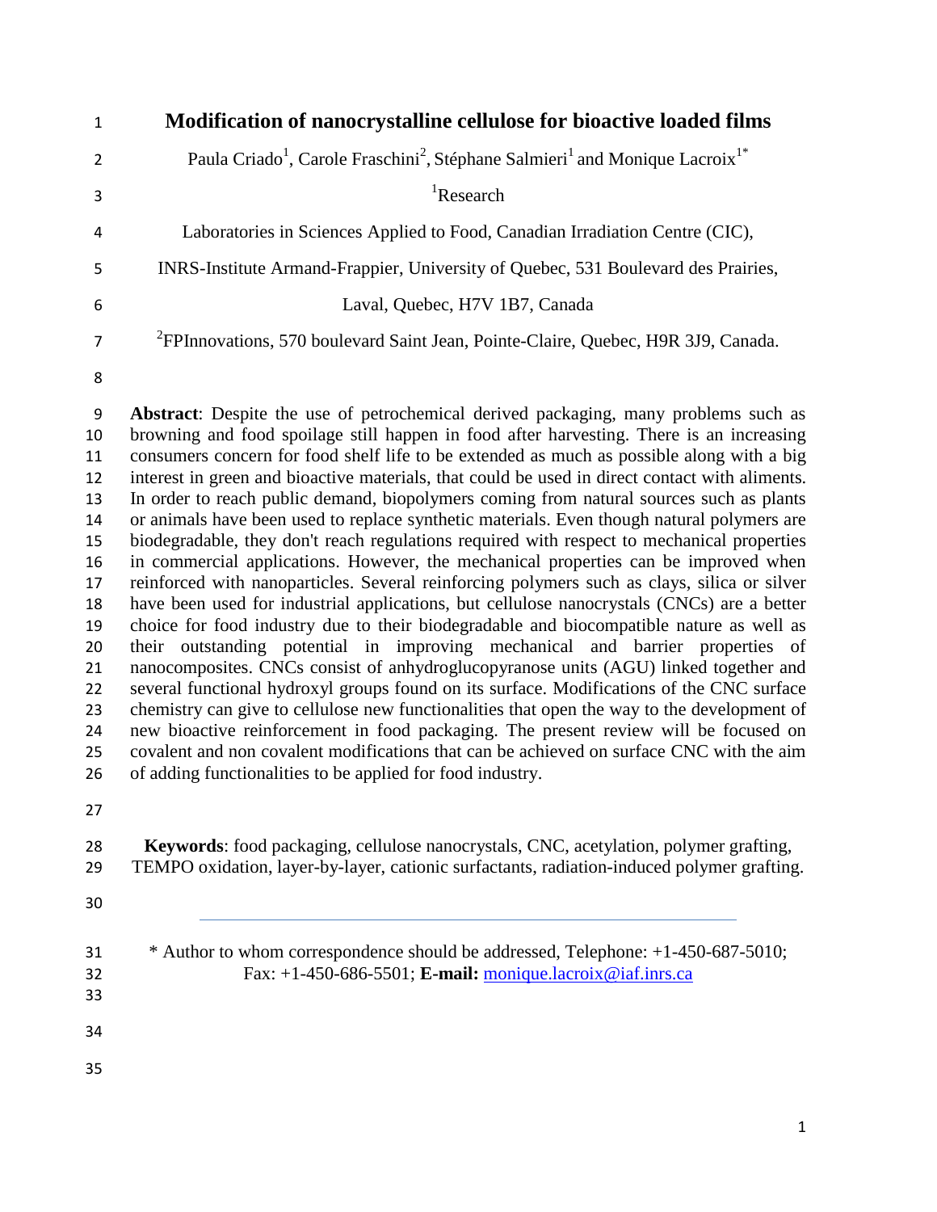# Modification of nanocrystalline cellulose for bioactive loaded films

Paula Criado[1], Carole Fraschini[2], Stéphane Salmieri[1] and Monique Lacroix[1*]

[1]Research Laboratories in Sciences Applied to Food, Canadian Irradiation Centre (CIC), INRS-Institute Armand-Frappier, University of Quebec, 531 Boulevard des Prairies, Laval, Quebec, H7V 1B7, Canada

[2]FPInnovations, 570 boulevard Saint Jean, Pointe-Claire, Quebec, H9R 3J9, Canada.

**Abstract**: Despite the use of petrochemical derived packaging, many problems such as browning and food spoilage still happen in food after harvesting. There is an increasing consumers concern for food shelf life to be extended as much as possible along with a big interest in green and bioactive materials, that could be used in direct contact with aliments. In order to reach public demand, biopolymers coming from natural sources such as plants or animals have been used to replace synthetic materials. Even though natural polymers are biodegradable, they don't reach regulations required with respect to mechanical properties in commercial applications. However, the mechanical properties can be improved when reinforced with nanoparticles. Several reinforcing polymers such as clays, silica or silver have been used for industrial applications, but cellulose nanocrystals (CNCs) are a better choice for food industry due to their biodegradable and biocompatible nature as well as their outstanding potential in improving mechanical and barrier properties of nanocomposites. CNCs consist of anhydroglucopyranose units (AGU) linked together and several functional hydroxyl groups found on its surface. Modifications of the CNC surface chemistry can give to cellulose new functionalities that open the way to the development of new bioactive reinforcement in food packaging. The present review will be focused on covalent and non covalent modifications that can be achieved on surface CNC with the aim of adding functionalities to be applied for food industry.

**Keywords**: food packaging, cellulose nanocrystals, CNC, acetylation, polymer grafting, TEMPO oxidation, layer-by-layer, cationic surfactants, radiation-induced polymer grafting.

---

* Author to whom correspondence should be addressed, Telephone: +1-450-687-5010; Fax: +1-450-686-5501; **E-mail:** monique.lacroix@iaf.inrs.ca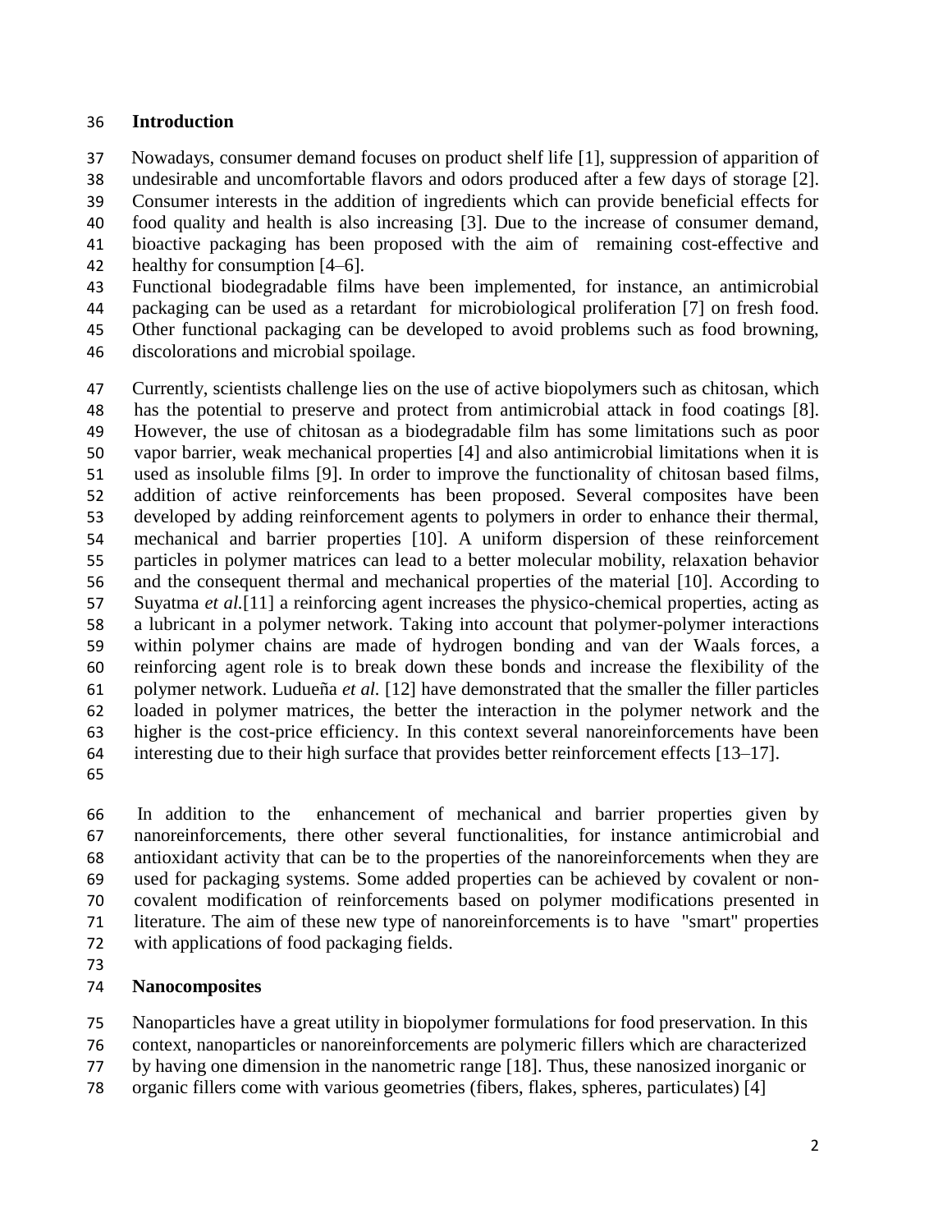## Introduction

Nowadays, consumer demand focuses on product shelf life [1], suppression of apparition of undesirable and uncomfortable flavors and odors produced after a few days of storage [2]. Consumer interests in the addition of ingredients which can provide beneficial effects for food quality and health is also increasing [3]. Due to the increase of consumer demand, bioactive packaging has been proposed with the aim of remaining cost-effective and healthy for consumption [4–6].

Functional biodegradable films have been implemented, for instance, an antimicrobial packaging can be used as a retardant for microbiological proliferation [7] on fresh food. Other functional packaging can be developed to avoid problems such as food browning, discolorations and microbial spoilage.

Currently, scientists challenge lies on the use of active biopolymers such as chitosan, which has the potential to preserve and protect from antimicrobial attack in food coatings [8]. However, the use of chitosan as a biodegradable film has some limitations such as poor vapor barrier, weak mechanical properties [4] and also antimicrobial limitations when it is used as insoluble films [9]. In order to improve the functionality of chitosan based films, addition of active reinforcements has been proposed. Several composites have been developed by adding reinforcement agents to polymers in order to enhance their thermal, mechanical and barrier properties [10]. A uniform dispersion of these reinforcement particles in polymer matrices can lead to a better molecular mobility, relaxation behavior and the consequent thermal and mechanical properties of the material [10]. According to Suyatma *et al.*[11] a reinforcing agent increases the physico-chemical properties, acting as a lubricant in a polymer network. Taking into account that polymer-polymer interactions within polymer chains are made of hydrogen bonding and van der Waals forces, a reinforcing agent role is to break down these bonds and increase the flexibility of the polymer network. Ludueña *et al.* [12] have demonstrated that the smaller the filler particles loaded in polymer matrices, the better the interaction in the polymer network and the higher is the cost-price efficiency. In this context several nanoreinforcements have been interesting due to their high surface that provides better reinforcement effects [13–17].

In addition to the enhancement of mechanical and barrier properties given by nanoreinforcements, there other several functionalities, for instance antimicrobial and antioxidant activity that can be to the properties of the nanoreinforcements when they are used for packaging systems. Some added properties can be achieved by covalent or non-covalent modification of reinforcements based on polymer modifications presented in literature. The aim of these new type of nanoreinforcements is to have "smart" properties with applications of food packaging fields.

## Nanocomposites

Nanoparticles have a great utility in biopolymer formulations for food preservation. In this context, nanoparticles or nanoreinforcements are polymeric fillers which are characterized by having one dimension in the nanometric range [18]. Thus, these nanosized inorganic or organic fillers come with various geometries (fibers, flakes, spheres, particulates) [4]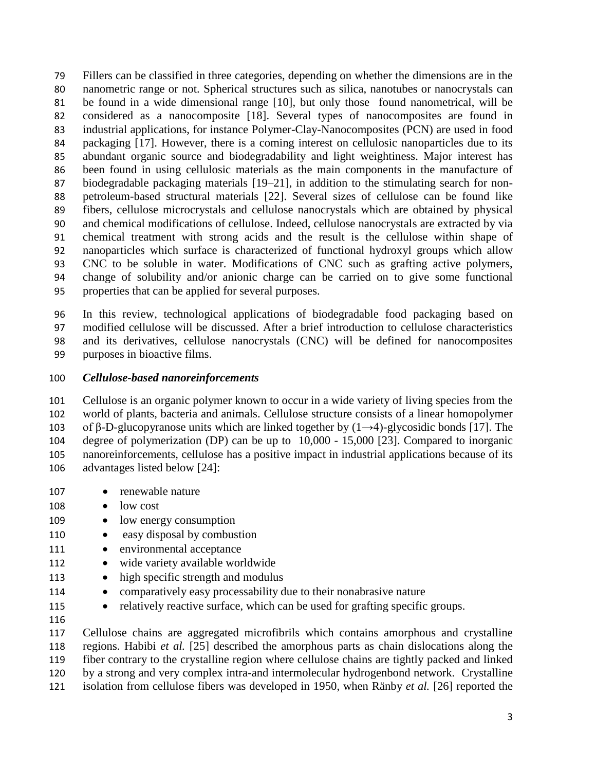Fillers can be classified in three categories, depending on whether the dimensions are in the nanometric range or not. Spherical structures such as silica, nanotubes or nanocrystals can be found in a wide dimensional range [10], but only those found nanometrical, will be considered as a nanocomposite [18]. Several types of nanocomposites are found in industrial applications, for instance Polymer-Clay-Nanocomposites (PCN) are used in food packaging [17]. However, there is a coming interest on cellulosic nanoparticles due to its abundant organic source and biodegradability and light weightiness. Major interest has been found in using cellulosic materials as the main components in the manufacture of biodegradable packaging materials [19–21], in addition to the stimulating search for non-petroleum-based structural materials [22]. Several sizes of cellulose can be found like fibers, cellulose microcrystals and cellulose nanocrystals which are obtained by physical and chemical modifications of cellulose. Indeed, cellulose nanocrystals are extracted by via chemical treatment with strong acids and the result is the cellulose within shape of nanoparticles which surface is characterized of functional hydroxyl groups which allow CNC to be soluble in water. Modifications of CNC such as grafting active polymers, change of solubility and/or anionic charge can be carried on to give some functional properties that can be applied for several purposes.

In this review, technological applications of biodegradable food packaging based on modified cellulose will be discussed. After a brief introduction to cellulose characteristics and its derivatives, cellulose nanocrystals (CNC) will be defined for nanocomposites purposes in bioactive films.

### *Cellulose-based nanoreinforcements*

Cellulose is an organic polymer known to occur in a wide variety of living species from the world of plants, bacteria and animals. Cellulose structure consists of a linear homopolymer of β-D-glucopyranose units which are linked together by (1→4)-glycosidic bonds [17]. The degree of polymerization (DP) can be up to 10,000 - 15,000 [23]. Compared to inorganic nanoreinforcements, cellulose has a positive impact in industrial applications because of its advantages listed below [24]:

- renewable nature
- low cost
- low energy consumption
- easy disposal by combustion
- environmental acceptance
- wide variety available worldwide
- high specific strength and modulus
- comparatively easy processability due to their nonabrasive nature
- relatively reactive surface, which can be used for grafting specific groups.

Cellulose chains are aggregated microfibrils which contains amorphous and crystalline regions. Habibi *et al.* [25] described the amorphous parts as chain dislocations along the fiber contrary to the crystalline region where cellulose chains are tightly packed and linked by a strong and very complex intra-and intermolecular hydrogenbond network. Crystalline isolation from cellulose fibers was developed in 1950, when Ränby *et al.* [26] reported the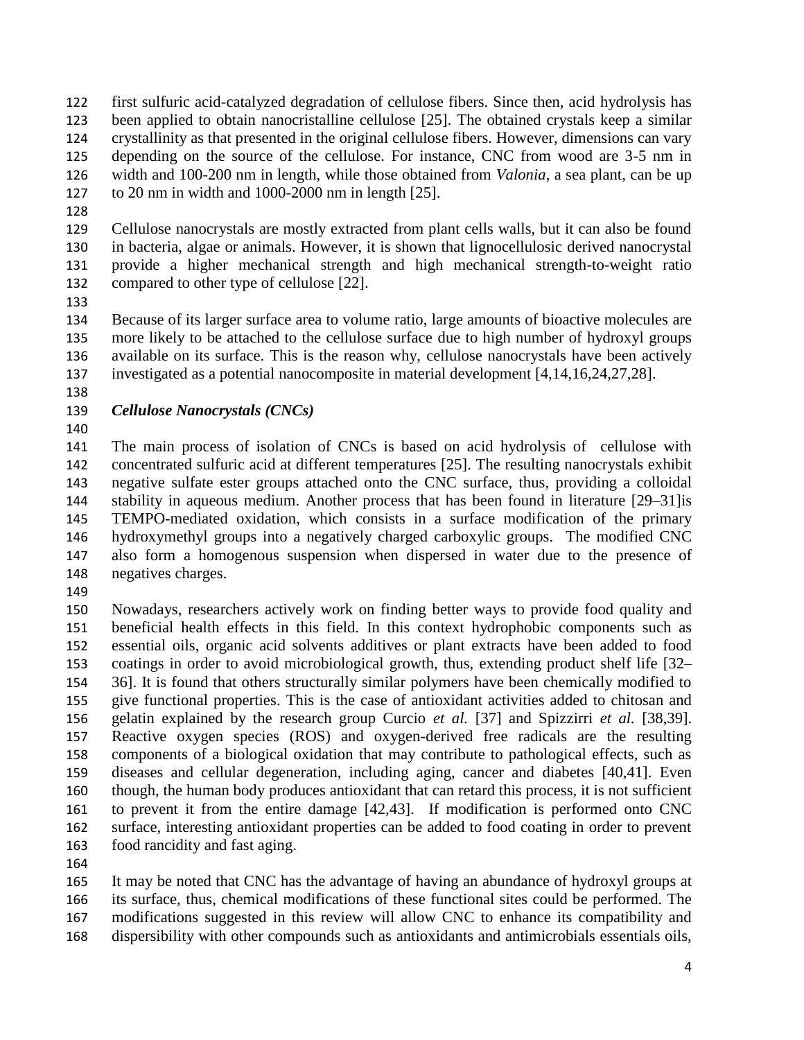first sulfuric acid-catalyzed degradation of cellulose fibers. Since then, acid hydrolysis has been applied to obtain nanocristalline cellulose [25]. The obtained crystals keep a similar crystallinity as that presented in the original cellulose fibers. However, dimensions can vary depending on the source of the cellulose. For instance, CNC from wood are 3-5 nm in width and 100-200 nm in length, while those obtained from *Valonia*, a sea plant, can be up to 20 nm in width and 1000-2000 nm in length [25].

Cellulose nanocrystals are mostly extracted from plant cells walls, but it can also be found in bacteria, algae or animals. However, it is shown that lignocellulosic derived nanocrystal provide a higher mechanical strength and high mechanical strength-to-weight ratio compared to other type of cellulose [22].

Because of its larger surface area to volume ratio, large amounts of bioactive molecules are more likely to be attached to the cellulose surface due to high number of hydroxyl groups available on its surface. This is the reason why, cellulose nanocrystals have been actively investigated as a potential nanocomposite in material development [4,14,16,24,27,28].

### *Cellulose Nanocrystals (CNCs)*

The main process of isolation of CNCs is based on acid hydrolysis of cellulose with concentrated sulfuric acid at different temperatures [25]. The resulting nanocrystals exhibit negative sulfate ester groups attached onto the CNC surface, thus, providing a colloidal stability in aqueous medium. Another process that has been found in literature [29–31]is TEMPO-mediated oxidation, which consists in a surface modification of the primary hydroxymethyl groups into a negatively charged carboxylic groups. The modified CNC also form a homogenous suspension when dispersed in water due to the presence of negatives charges.

Nowadays, researchers actively work on finding better ways to provide food quality and beneficial health effects in this field. In this context hydrophobic components such as essential oils, organic acid solvents additives or plant extracts have been added to food coatings in order to avoid microbiological growth, thus, extending product shelf life [32–36]. It is found that others structurally similar polymers have been chemically modified to give functional properties. This is the case of antioxidant activities added to chitosan and gelatin explained by the research group Curcio *et al.* [37] and Spizzirri *et al*. [38,39]. Reactive oxygen species (ROS) and oxygen-derived free radicals are the resulting components of a biological oxidation that may contribute to pathological effects, such as diseases and cellular degeneration, including aging, cancer and diabetes [40,41]. Even though, the human body produces antioxidant that can retard this process, it is not sufficient to prevent it from the entire damage [42,43]. If modification is performed onto CNC surface, interesting antioxidant properties can be added to food coating in order to prevent food rancidity and fast aging.

It may be noted that CNC has the advantage of having an abundance of hydroxyl groups at its surface, thus, chemical modifications of these functional sites could be performed. The modifications suggested in this review will allow CNC to enhance its compatibility and dispersibility with other compounds such as antioxidants and antimicrobials essentials oils,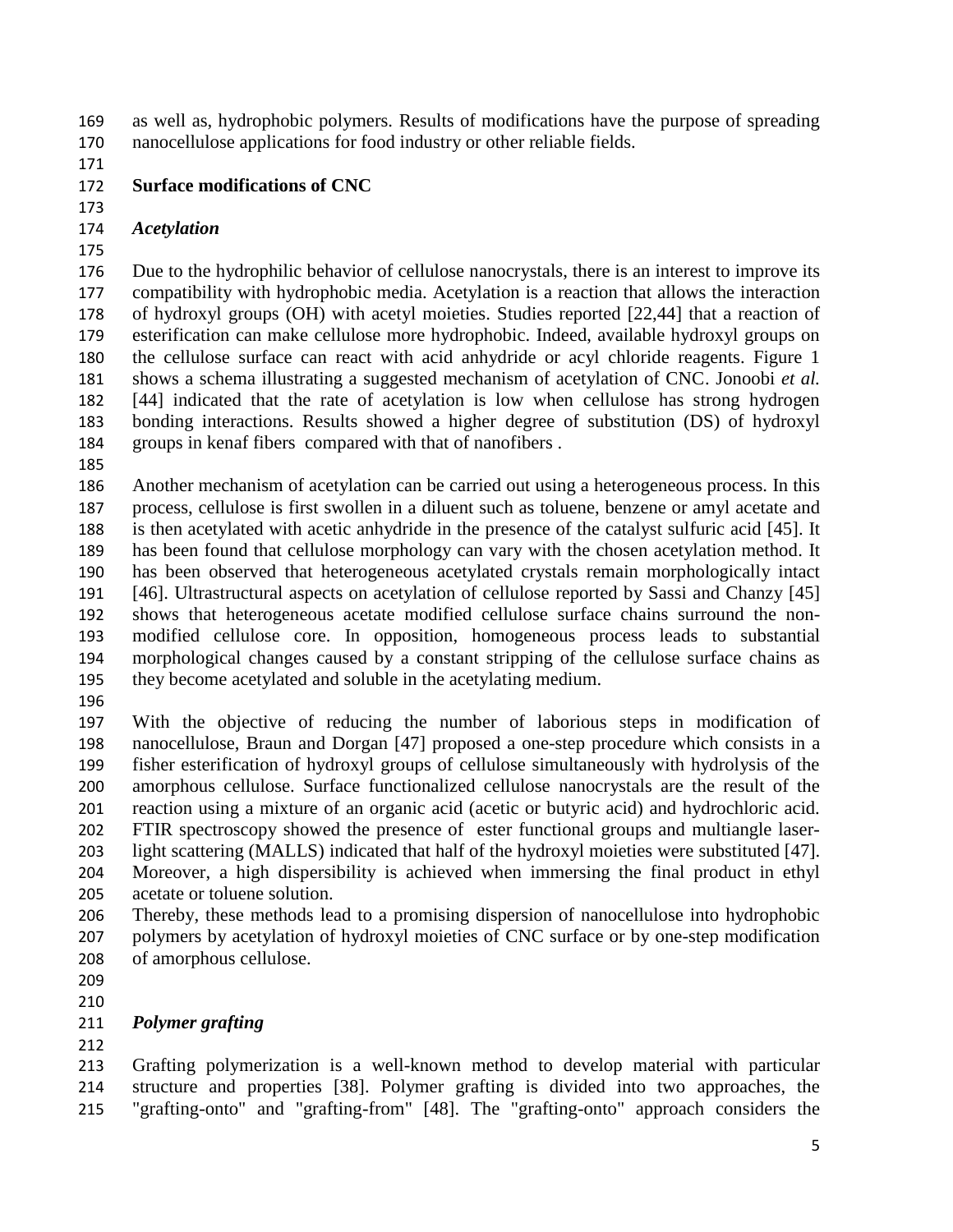as well as, hydrophobic polymers. Results of modifications have the purpose of spreading nanocellulose applications for food industry or other reliable fields.

## Surface modifications of CNC

### *Acetylation*

Due to the hydrophilic behavior of cellulose nanocrystals, there is an interest to improve its compatibility with hydrophobic media. Acetylation is a reaction that allows the interaction of hydroxyl groups (OH) with acetyl moieties. Studies reported [22,44] that a reaction of esterification can make cellulose more hydrophobic. Indeed, available hydroxyl groups on the cellulose surface can react with acid anhydride or acyl chloride reagents. Figure 1 shows a schema illustrating a suggested mechanism of acetylation of CNC. Jonoobi *et al.* [44] indicated that the rate of acetylation is low when cellulose has strong hydrogen bonding interactions. Results showed a higher degree of substitution (DS) of hydroxyl groups in kenaf fibers compared with that of nanofibers .

Another mechanism of acetylation can be carried out using a heterogeneous process. In this process, cellulose is first swollen in a diluent such as toluene, benzene or amyl acetate and is then acetylated with acetic anhydride in the presence of the catalyst sulfuric acid [45]. It has been found that cellulose morphology can vary with the chosen acetylation method. It has been observed that heterogeneous acetylated crystals remain morphologically intact [46]. Ultrastructural aspects on acetylation of cellulose reported by Sassi and Chanzy [45] shows that heterogeneous acetate modified cellulose surface chains surround the non-modified cellulose core. In opposition, homogeneous process leads to substantial morphological changes caused by a constant stripping of the cellulose surface chains as they become acetylated and soluble in the acetylating medium.

With the objective of reducing the number of laborious steps in modification of nanocellulose, Braun and Dorgan [47] proposed a one-step procedure which consists in a fisher esterification of hydroxyl groups of cellulose simultaneously with hydrolysis of the amorphous cellulose. Surface functionalized cellulose nanocrystals are the result of the reaction using a mixture of an organic acid (acetic or butyric acid) and hydrochloric acid. FTIR spectroscopy showed the presence of ester functional groups and multiangle laser-light scattering (MALLS) indicated that half of the hydroxyl moieties were substituted [47]. Moreover, a high dispersibility is achieved when immersing the final product in ethyl acetate or toluene solution.
Thereby, these methods lead to a promising dispersion of nanocellulose into hydrophobic polymers by acetylation of hydroxyl moieties of CNC surface or by one-step modification of amorphous cellulose.

### *Polymer grafting*

Grafting polymerization is a well-known method to develop material with particular structure and properties [38]. Polymer grafting is divided into two approaches, the "grafting-onto" and "grafting-from" [48]. The "grafting-onto" approach considers the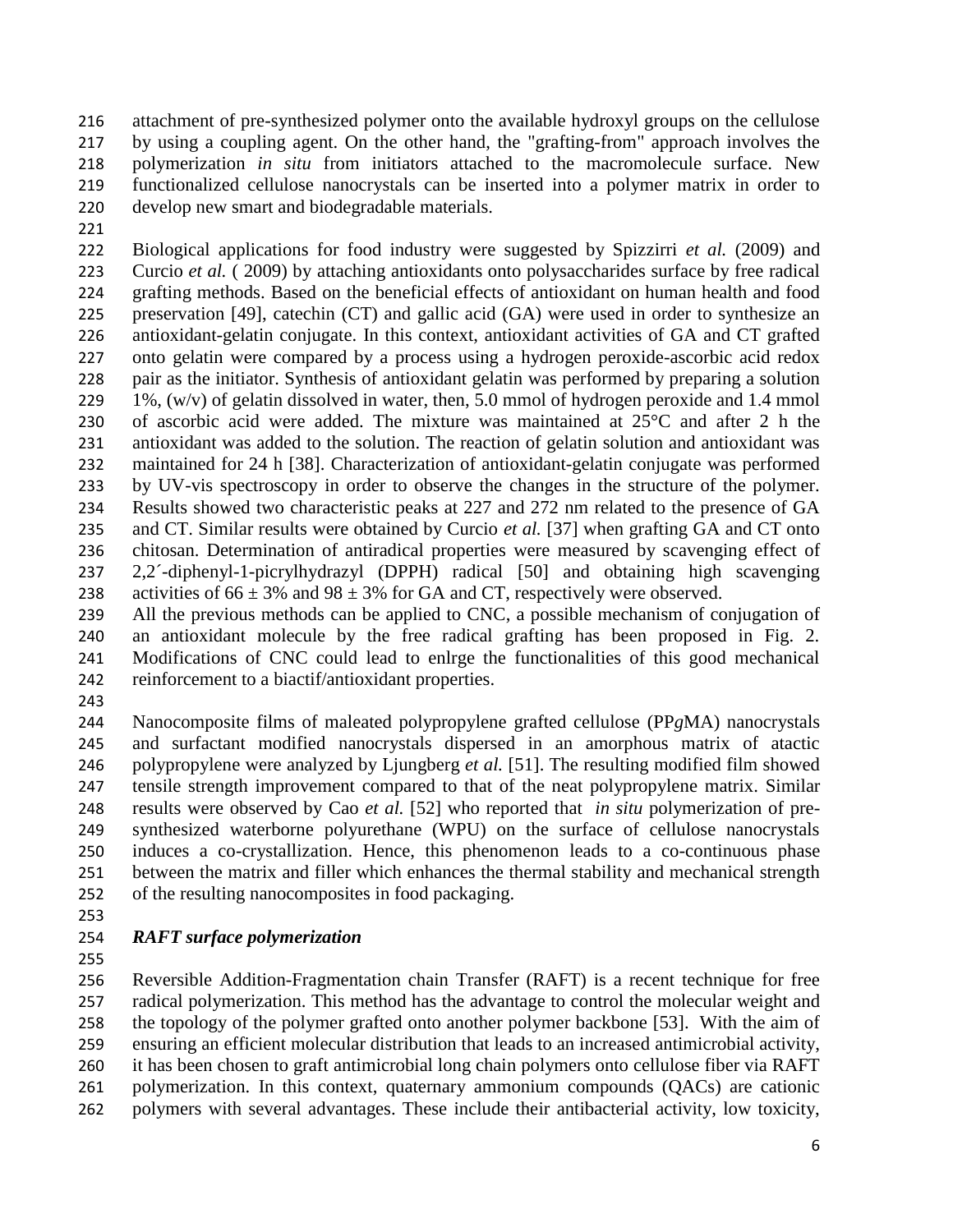attachment of pre-synthesized polymer onto the available hydroxyl groups on the cellulose by using a coupling agent. On the other hand, the "grafting-from" approach involves the polymerization *in situ* from initiators attached to the macromolecule surface. New functionalized cellulose nanocrystals can be inserted into a polymer matrix in order to develop new smart and biodegradable materials.

Biological applications for food industry were suggested by Spizzirri *et al.* (2009) and Curcio *et al.* ( 2009) by attaching antioxidants onto polysaccharides surface by free radical grafting methods. Based on the beneficial effects of antioxidant on human health and food preservation [49], catechin (CT) and gallic acid (GA) were used in order to synthesize an antioxidant-gelatin conjugate. In this context, antioxidant activities of GA and CT grafted onto gelatin were compared by a process using a hydrogen peroxide-ascorbic acid redox pair as the initiator. Synthesis of antioxidant gelatin was performed by preparing a solution 1%, (w/v) of gelatin dissolved in water, then, 5.0 mmol of hydrogen peroxide and 1.4 mmol of ascorbic acid were added. The mixture was maintained at 25°C and after 2 h the antioxidant was added to the solution. The reaction of gelatin solution and antioxidant was maintained for 24 h [38]. Characterization of antioxidant-gelatin conjugate was performed by UV-vis spectroscopy in order to observe the changes in the structure of the polymer. Results showed two characteristic peaks at 227 and 272 nm related to the presence of GA and CT. Similar results were obtained by Curcio *et al.* [37] when grafting GA and CT onto chitosan. Determination of antiradical properties were measured by scavenging effect of 2,2´-diphenyl-1-picrylhydrazyl (DPPH) radical [50] and obtaining high scavenging activities of $66 \pm 3\%$ and $98 \pm 3\%$ for GA and CT, respectively were observed.
All the previous methods can be applied to CNC, a possible mechanism of conjugation of an antioxidant molecule by the free radical grafting has been proposed in Fig. 2. Modifications of CNC could lead to enlrge the functionalities of this good mechanical reinforcement to a biactif/antioxidant properties.

Nanocomposite films of maleated polypropylene grafted cellulose (PP*g*MA) nanocrystals and surfactant modified nanocrystals dispersed in an amorphous matrix of atactic polypropylene were analyzed by Ljungberg *et al.* [51]. The resulting modified film showed tensile strength improvement compared to that of the neat polypropylene matrix. Similar results were observed by Cao *et al.* [52] who reported that *in situ* polymerization of pre-synthesized waterborne polyurethane (WPU) on the surface of cellulose nanocrystals induces a co-crystallization. Hence, this phenomenon leads to a co-continuous phase between the matrix and filler which enhances the thermal stability and mechanical strength of the resulting nanocomposites in food packaging.

### *RAFT surface polymerization*

Reversible Addition-Fragmentation chain Transfer (RAFT) is a recent technique for free radical polymerization. This method has the advantage to control the molecular weight and the topology of the polymer grafted onto another polymer backbone [53]. With the aim of ensuring an efficient molecular distribution that leads to an increased antimicrobial activity, it has been chosen to graft antimicrobial long chain polymers onto cellulose fiber via RAFT polymerization. In this context, quaternary ammonium compounds (QACs) are cationic polymers with several advantages. These include their antibacterial activity, low toxicity,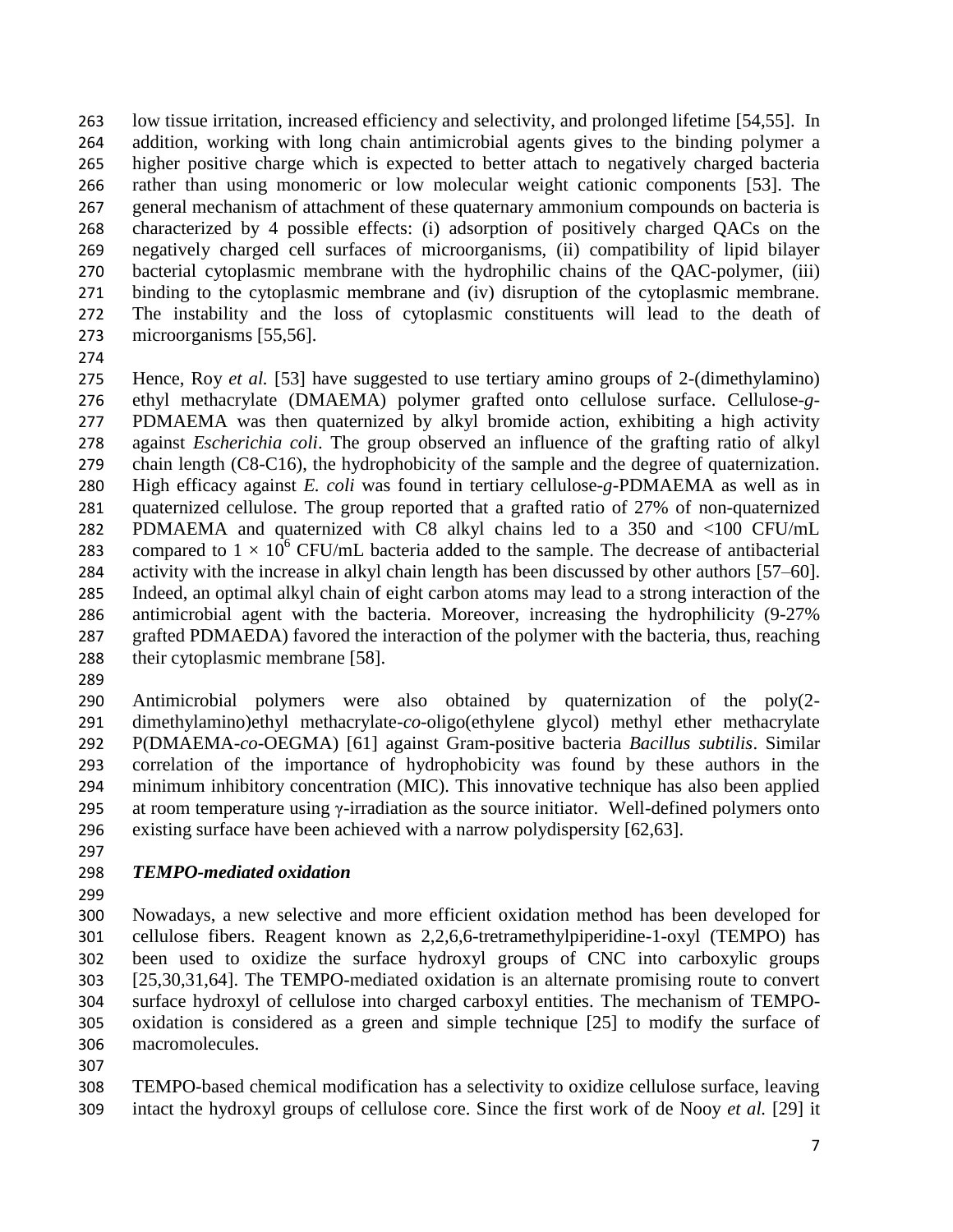low tissue irritation, increased efficiency and selectivity, and prolonged lifetime [54,55]. In addition, working with long chain antimicrobial agents gives to the binding polymer a higher positive charge which is expected to better attach to negatively charged bacteria rather than using monomeric or low molecular weight cationic components [53]. The general mechanism of attachment of these quaternary ammonium compounds on bacteria is characterized by 4 possible effects: (i) adsorption of positively charged QACs on the negatively charged cell surfaces of microorganisms, (ii) compatibility of lipid bilayer bacterial cytoplasmic membrane with the hydrophilic chains of the QAC-polymer, (iii) binding to the cytoplasmic membrane and (iv) disruption of the cytoplasmic membrane. The instability and the loss of cytoplasmic constituents will lead to the death of microorganisms [55,56].

Hence, Roy *et al.* [53] have suggested to use tertiary amino groups of 2-(dimethylamino) ethyl methacrylate (DMAEMA) polymer grafted onto cellulose surface. Cellulose-*g*-PDMAEMA was then quaternized by alkyl bromide action, exhibiting a high activity against *Escherichia coli*. The group observed an influence of the grafting ratio of alkyl chain length (C8-C16), the hydrophobicity of the sample and the degree of quaternization. High efficacy against *E. coli* was found in tertiary cellulose-*g*-PDMAEMA as well as in quaternized cellulose. The group reported that a grafted ratio of 27% of non-quaternized PDMAEMA and quaternized with C8 alkyl chains led to a 350 and <100 CFU/mL compared to $1 \times 10^6$ CFU/mL bacteria added to the sample. The decrease of antibacterial activity with the increase in alkyl chain length has been discussed by other authors [57–60]. Indeed, an optimal alkyl chain of eight carbon atoms may lead to a strong interaction of the antimicrobial agent with the bacteria. Moreover, increasing the hydrophilicity (9-27% grafted PDMAEDA) favored the interaction of the polymer with the bacteria, thus, reaching their cytoplasmic membrane [58].

Antimicrobial polymers were also obtained by quaternization of the poly(2-dimethylamino)ethyl methacrylate-*co*-oligo(ethylene glycol) methyl ether methacrylate P(DMAEMA-*co*-OEGMA) [61] against Gram-positive bacteria *Bacillus subtilis*. Similar correlation of the importance of hydrophobicity was found by these authors in the minimum inhibitory concentration (MIC). This innovative technique has also been applied at room temperature using γ-irradiation as the source initiator. Well-defined polymers onto existing surface have been achieved with a narrow polydispersity [62,63].

### *TEMPO-mediated oxidation*

Nowadays, a new selective and more efficient oxidation method has been developed for cellulose fibers. Reagent known as 2,2,6,6-tretramethylpiperidine-1-oxyl (TEMPO) has been used to oxidize the surface hydroxyl groups of CNC into carboxylic groups [25,30,31,64]. The TEMPO-mediated oxidation is an alternate promising route to convert surface hydroxyl of cellulose into charged carboxyl entities. The mechanism of TEMPO-oxidation is considered as a green and simple technique [25] to modify the surface of macromolecules.

TEMPO-based chemical modification has a selectivity to oxidize cellulose surface, leaving intact the hydroxyl groups of cellulose core. Since the first work of de Nooy *et al.* [29] it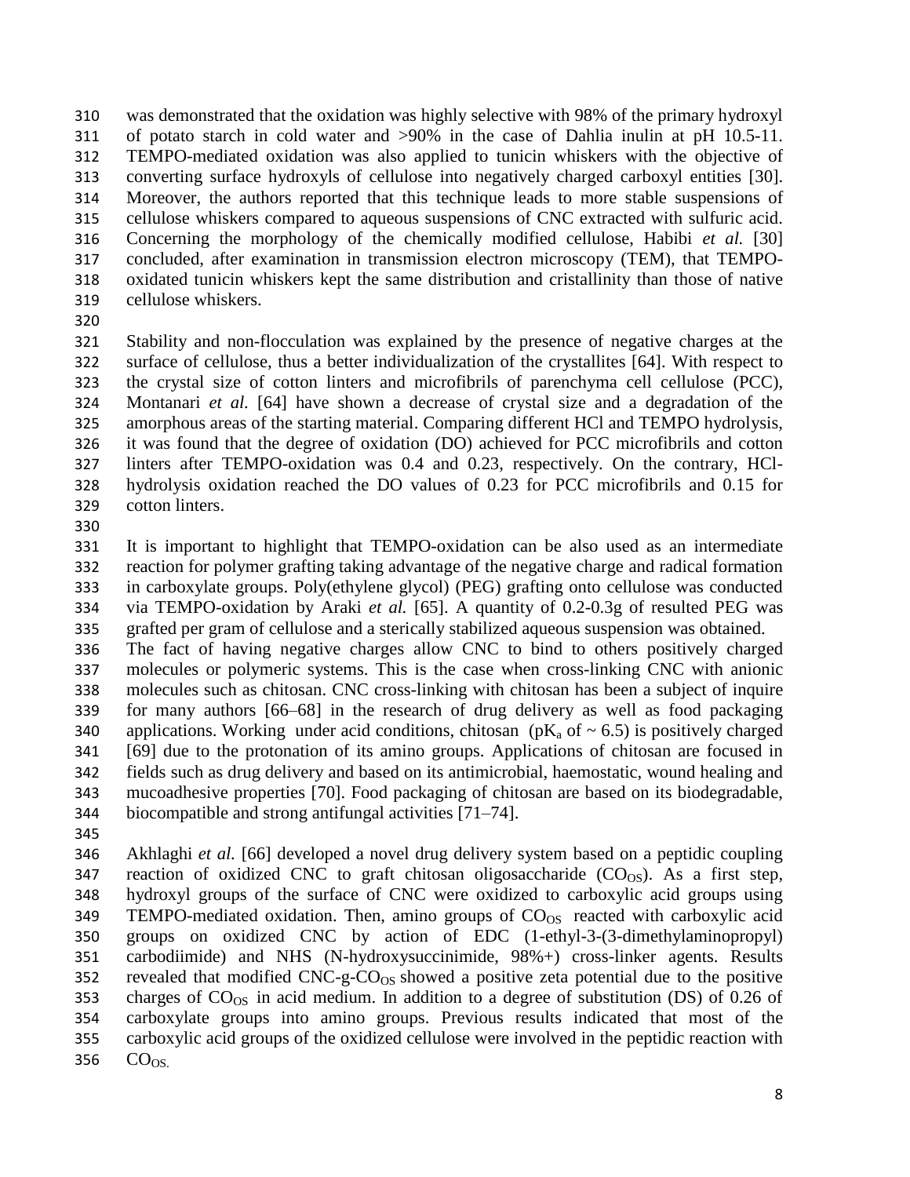was demonstrated that the oxidation was highly selective with 98% of the primary hydroxyl of potato starch in cold water and >90% in the case of Dahlia inulin at pH 10.5-11. TEMPO-mediated oxidation was also applied to tunicin whiskers with the objective of converting surface hydroxyls of cellulose into negatively charged carboxyl entities [30]. Moreover, the authors reported that this technique leads to more stable suspensions of cellulose whiskers compared to aqueous suspensions of CNC extracted with sulfuric acid. Concerning the morphology of the chemically modified cellulose, Habibi *et al.* [30] concluded, after examination in transmission electron microscopy (TEM), that TEMPO-oxidated tunicin whiskers kept the same distribution and cristallinity than those of native cellulose whiskers.

Stability and non-flocculation was explained by the presence of negative charges at the surface of cellulose, thus a better individualization of the crystallites [64]. With respect to the crystal size of cotton linters and microfibrils of parenchyma cell cellulose (PCC), Montanari *et al.* [64] have shown a decrease of crystal size and a degradation of the amorphous areas of the starting material. Comparing different HCl and TEMPO hydrolysis, it was found that the degree of oxidation (DO) achieved for PCC microfibrils and cotton linters after TEMPO-oxidation was 0.4 and 0.23, respectively. On the contrary, HCl-hydrolysis oxidation reached the DO values of 0.23 for PCC microfibrils and 0.15 for cotton linters.

It is important to highlight that TEMPO-oxidation can be also used as an intermediate reaction for polymer grafting taking advantage of the negative charge and radical formation in carboxylate groups. Poly(ethylene glycol) (PEG) grafting onto cellulose was conducted via TEMPO-oxidation by Araki *et al.* [65]. A quantity of 0.2-0.3g of resulted PEG was grafted per gram of cellulose and a sterically stabilized aqueous suspension was obtained.
The fact of having negative charges allow CNC to bind to others positively charged molecules or polymeric systems. This is the case when cross-linking CNC with anionic molecules such as chitosan. CNC cross-linking with chitosan has been a subject of inquire for many authors [66–68] in the research of drug delivery as well as food packaging applications. Working under acid conditions, chitosan ($pK_a$ of ~ 6.5) is positively charged [69] due to the protonation of its amino groups. Applications of chitosan are focused in fields such as drug delivery and based on its antimicrobial, haemostatic, wound healing and mucoadhesive properties [70]. Food packaging of chitosan are based on its biodegradable, biocompatible and strong antifungal activities [71–74].

Akhlaghi *et al.* [66] developed a novel drug delivery system based on a peptidic coupling reaction of oxidized CNC to graft chitosan oligosaccharide ($CO_{OS}$). As a first step, hydroxyl groups of the surface of CNC were oxidized to carboxylic acid groups using TEMPO-mediated oxidation. Then, amino groups of $CO_{OS}$ reacted with carboxylic acid groups on oxidized CNC by action of EDC (1-ethyl-3-(3-dimethylaminopropyl) carbodiimide) and NHS (N-hydroxysuccinimide, 98%+) cross-linker agents. Results revealed that modified CNC-g-$CO_{OS}$ showed a positive zeta potential due to the positive charges of $CO_{OS}$ in acid medium. In addition to a degree of substitution (DS) of 0.26 of carboxylate groups into amino groups. Previous results indicated that most of the carboxylic acid groups of the oxidized cellulose were involved in the peptidic reaction with $CO_{OS}$.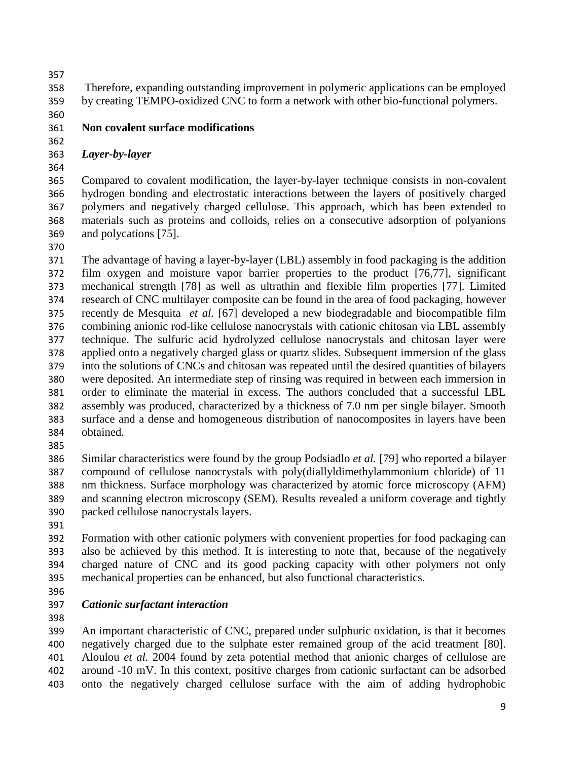Therefore, expanding outstanding improvement in polymeric applications can be employed by creating TEMPO-oxidized CNC to form a network with other bio-functional polymers.

## Non covalent surface modifications

### *Layer-by-layer*

Compared to covalent modification, the layer-by-layer technique consists in non-covalent hydrogen bonding and electrostatic interactions between the layers of positively charged polymers and negatively charged cellulose. This approach, which has been extended to materials such as proteins and colloids, relies on a consecutive adsorption of polyanions and polycations [75].

The advantage of having a layer-by-layer (LBL) assembly in food packaging is the addition film oxygen and moisture vapor barrier properties to the product [76,77], significant mechanical strength [78] as well as ultrathin and flexible film properties [77]. Limited research of CNC multilayer composite can be found in the area of food packaging, however recently de Mesquita *et al.* [67] developed a new biodegradable and biocompatible film combining anionic rod-like cellulose nanocrystals with cationic chitosan via LBL assembly technique. The sulfuric acid hydrolyzed cellulose nanocrystals and chitosan layer were applied onto a negatively charged glass or quartz slides. Subsequent immersion of the glass into the solutions of CNCs and chitosan was repeated until the desired quantities of bilayers were deposited. An intermediate step of rinsing was required in between each immersion in order to eliminate the material in excess. The authors concluded that a successful LBL assembly was produced, characterized by a thickness of 7.0 nm per single bilayer. Smooth surface and a dense and homogeneous distribution of nanocomposites in layers have been obtained.

Similar characteristics were found by the group Podsiadlo *et al.* [79] who reported a bilayer compound of cellulose nanocrystals with poly(diallyldimethylammonium chloride) of 11 nm thickness. Surface morphology was characterized by atomic force microscopy (AFM) and scanning electron microscopy (SEM). Results revealed a uniform coverage and tightly packed cellulose nanocrystals layers.

Formation with other cationic polymers with convenient properties for food packaging can also be achieved by this method. It is interesting to note that, because of the negatively charged nature of CNC and its good packing capacity with other polymers not only mechanical properties can be enhanced, but also functional characteristics.

### *Cationic surfactant interaction*

An important characteristic of CNC, prepared under sulphuric oxidation, is that it becomes negatively charged due to the sulphate ester remained group of the acid treatment [80]. Aloulou *et al.* 2004 found by zeta potential method that anionic charges of cellulose are around -10 mV. In this context, positive charges from cationic surfactant can be adsorbed onto the negatively charged cellulose surface with the aim of adding hydrophobic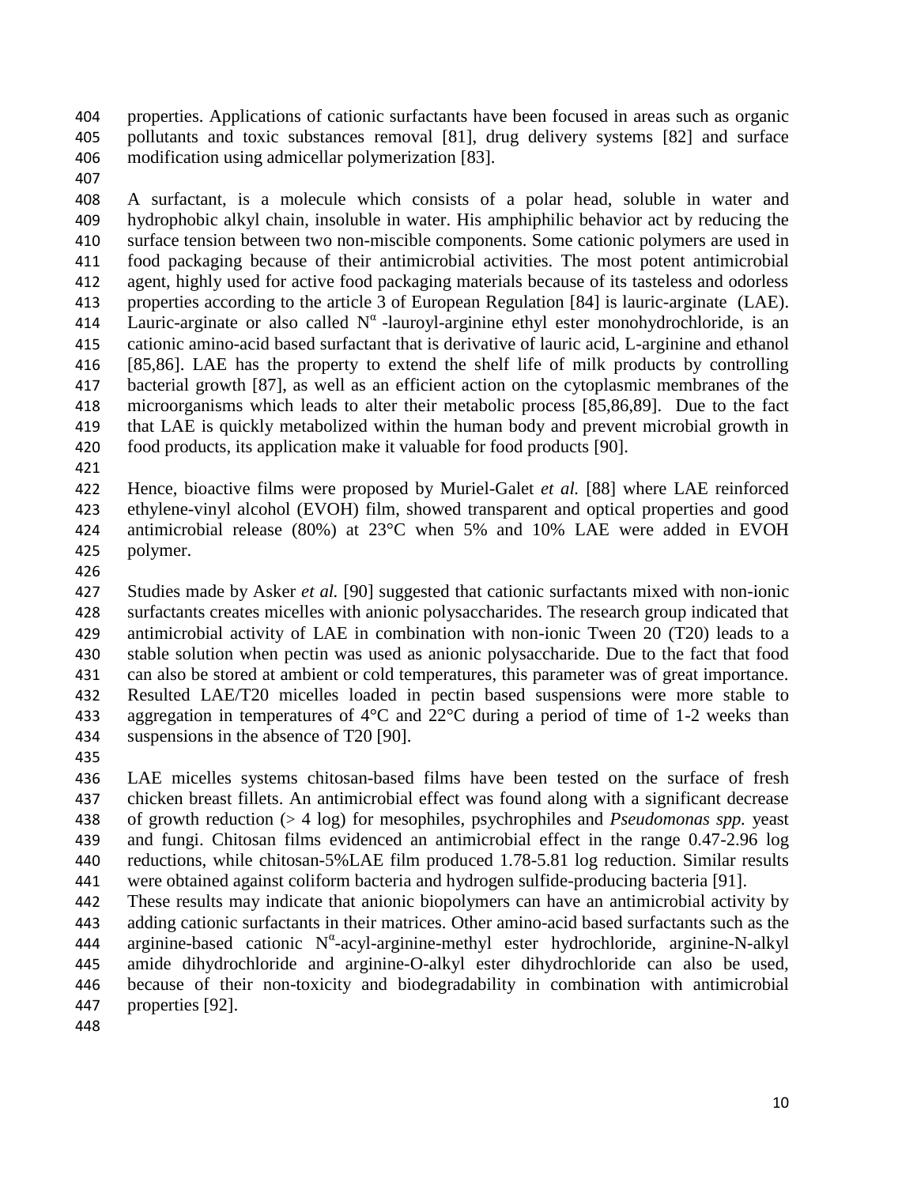properties. Applications of cationic surfactants have been focused in areas such as organic pollutants and toxic substances removal [81], drug delivery systems [82] and surface modification using admicellar polymerization [83].

A surfactant, is a molecule which consists of a polar head, soluble in water and hydrophobic alkyl chain, insoluble in water. His amphiphilic behavior act by reducing the surface tension between two non-miscible components. Some cationic polymers are used in food packaging because of their antimicrobial activities. The most potent antimicrobial agent, highly used for active food packaging materials because of its tasteless and odorless properties according to the article 3 of European Regulation [84] is lauric-arginate (LAE). Lauric-arginate or also called $N^{\alpha}$-lauroyl-arginine ethyl ester monohydrochloride, is an cationic amino-acid based surfactant that is derivative of lauric acid, L-arginine and ethanol [85,86]. LAE has the property to extend the shelf life of milk products by controlling bacterial growth [87], as well as an efficient action on the cytoplasmic membranes of the microorganisms which leads to alter their metabolic process [85,86,89]. Due to the fact that LAE is quickly metabolized within the human body and prevent microbial growth in food products, its application make it valuable for food products [90].

Hence, bioactive films were proposed by Muriel-Galet *et al.* [88] where LAE reinforced ethylene-vinyl alcohol (EVOH) film, showed transparent and optical properties and good antimicrobial release (80%) at 23°C when 5% and 10% LAE were added in EVOH polymer.

Studies made by Asker *et al.* [90] suggested that cationic surfactants mixed with non-ionic surfactants creates micelles with anionic polysaccharides. The research group indicated that antimicrobial activity of LAE in combination with non-ionic Tween 20 (T20) leads to a stable solution when pectin was used as anionic polysaccharide. Due to the fact that food can also be stored at ambient or cold temperatures, this parameter was of great importance. Resulted LAE/T20 micelles loaded in pectin based suspensions were more stable to aggregation in temperatures of 4°C and 22°C during a period of time of 1-2 weeks than suspensions in the absence of T20 [90].

LAE micelles systems chitosan-based films have been tested on the surface of fresh chicken breast fillets. An antimicrobial effect was found along with a significant decrease of growth reduction (> 4 log) for mesophiles, psychrophiles and *Pseudomonas spp.* yeast and fungi. Chitosan films evidenced an antimicrobial effect in the range 0.47-2.96 log reductions, while chitosan-5%LAE film produced 1.78-5.81 log reduction. Similar results were obtained against coliform bacteria and hydrogen sulfide-producing bacteria [91].

These results may indicate that anionic biopolymers can have an antimicrobial activity by adding cationic surfactants in their matrices. Other amino-acid based surfactants such as the arginine-based cationic $N^{\alpha}$-acyl-arginine-methyl ester hydrochloride, arginine-N-alkyl amide dihydrochloride and arginine-O-alkyl ester dihydrochloride can also be used, because of their non-toxicity and biodegradability in combination with antimicrobial properties [92].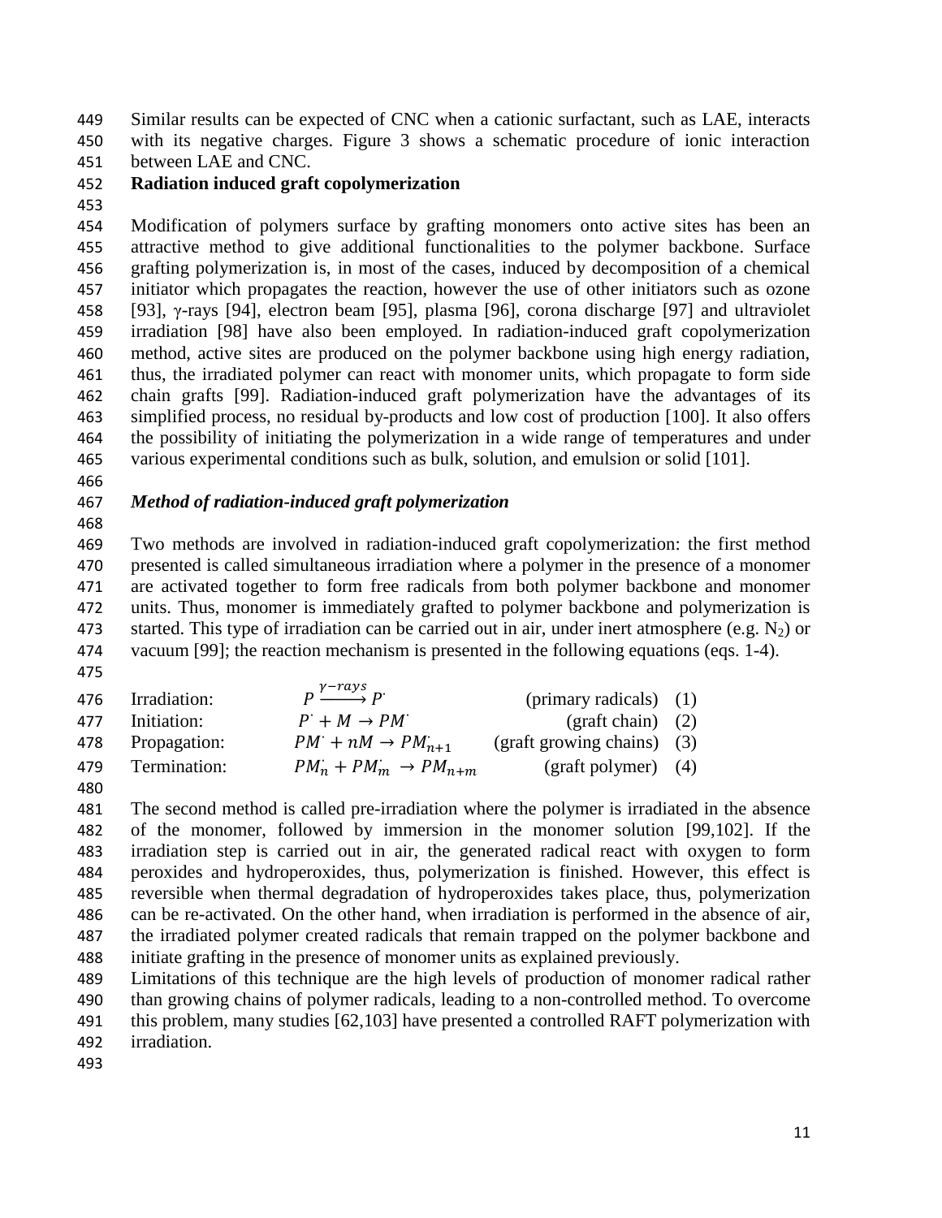Similar results can be expected of CNC when a cationic surfactant, such as LAE, interacts with its negative charges. Figure 3 shows a schematic procedure of ionic interaction between LAE and CNC.

**Radiation induced graft copolymerization**

Modification of polymers surface by grafting monomers onto active sites has been an attractive method to give additional functionalities to the polymer backbone. Surface grafting polymerization is, in most of the cases, induced by decomposition of a chemical initiator which propagates the reaction, however the use of other initiators such as ozone [93], γ-rays [94], electron beam [95], plasma [96], corona discharge [97] and ultraviolet irradiation [98] have also been employed. In radiation-induced graft copolymerization method, active sites are produced on the polymer backbone using high energy radiation, thus, the irradiated polymer can react with monomer units, which propagate to form side chain grafts [99]. Radiation-induced graft polymerization have the advantages of its simplified process, no residual by-products and low cost of production [100]. It also offers the possibility of initiating the polymerization in a wide range of temperatures and under various experimental conditions such as bulk, solution, and emulsion or solid [101].

***Method of radiation-induced graft polymerization***

Two methods are involved in radiation-induced graft copolymerization: the first method presented is called simultaneous irradiation where a polymer in the presence of a monomer are activated together to form free radicals from both polymer backbone and monomer units. Thus, monomer is immediately grafted to polymer backbone and polymerization is started. This type of irradiation can be carried out in air, under inert atmosphere (e.g. $N_2$) or vacuum [99]; the reaction mechanism is presented in the following equations (eqs. 1-4).

Irradiation: $P \xrightarrow{\gamma-rays} P^{\cdot}$ (primary radicals) (1)

Initiation: $P^{\cdot} + M \rightarrow PM^{\cdot}$ (graft chain) (2)

Propagation: $PM^{\cdot} + nM \rightarrow PM^{\cdot}_{n+1}$ (graft growing chains) (3)

Termination: $PM^{\cdot}_{n} + PM^{\cdot}_{m} \rightarrow PM_{n+m}$ (graft polymer) (4)

The second method is called pre-irradiation where the polymer is irradiated in the absence of the monomer, followed by immersion in the monomer solution [99,102]. If the irradiation step is carried out in air, the generated radical react with oxygen to form peroxides and hydroperoxides, thus, polymerization is finished. However, this effect is reversible when thermal degradation of hydroperoxides takes place, thus, polymerization can be re-activated. On the other hand, when irradiation is performed in the absence of air, the irradiated polymer created radicals that remain trapped on the polymer backbone and initiate grafting in the presence of monomer units as explained previously.

Limitations of this technique are the high levels of production of monomer radical rather than growing chains of polymer radicals, leading to a non-controlled method. To overcome this problem, many studies [62,103] have presented a controlled RAFT polymerization with irradiation.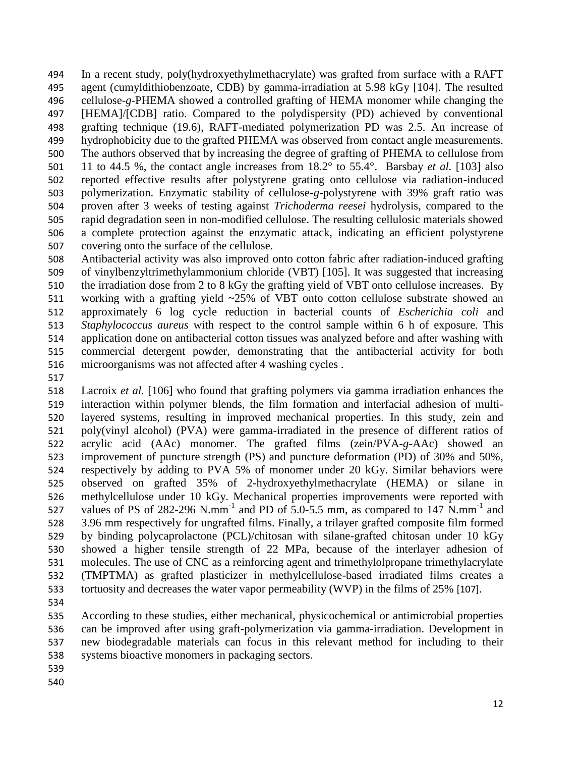In a recent study, poly(hydroxyethylmethacrylate) was grafted from surface with a RAFT agent (cumyldithiobenzoate, CDB) by gamma-irradiation at 5.98 kGy [104]. The resulted cellulose-*g*-PHEMA showed a controlled grafting of HEMA monomer while changing the [HEMA]/[CDB] ratio. Compared to the polydispersity (PD) achieved by conventional grafting technique (19.6), RAFT-mediated polymerization PD was 2.5. An increase of hydrophobicity due to the grafted PHEMA was observed from contact angle measurements. The authors observed that by increasing the degree of grafting of PHEMA to cellulose from 11 to 44.5 %, the contact angle increases from 18.2° to 55.4°. Barsbay *et al.* [103] also reported effective results after polystyrene grating onto cellulose via radiation-induced polymerization. Enzymatic stability of cellulose-*g*-polystyrene with 39% graft ratio was proven after 3 weeks of testing against *Trichoderma reesei* hydrolysis, compared to the rapid degradation seen in non-modified cellulose. The resulting cellulosic materials showed a complete protection against the enzymatic attack, indicating an efficient polystyrene covering onto the surface of the cellulose.
Antibacterial activity was also improved onto cotton fabric after radiation-induced grafting of vinylbenzyltrimethylammonium chloride (VBT) [105]. It was suggested that increasing the irradiation dose from 2 to 8 kGy the grafting yield of VBT onto cellulose increases. By working with a grafting yield ~25% of VBT onto cotton cellulose substrate showed an approximately 6 log cycle reduction in bacterial counts of *Escherichia coli* and *Staphylococcus aureus* with respect to the control sample within 6 h of exposure*.* This application done on antibacterial cotton tissues was analyzed before and after washing with commercial detergent powder, demonstrating that the antibacterial activity for both microorganisms was not affected after 4 washing cycles .

Lacroix *et al.* [106] who found that grafting polymers via gamma irradiation enhances the interaction within polymer blends, the film formation and interfacial adhesion of multi-layered systems, resulting in improved mechanical properties. In this study, zein and poly(vinyl alcohol) (PVA) were gamma-irradiated in the presence of different ratios of acrylic acid (AAc) monomer. The grafted films (zein/PVA-*g*-AAc) showed an improvement of puncture strength (PS) and puncture deformation (PD) of 30% and 50%, respectively by adding to PVA 5% of monomer under 20 kGy. Similar behaviors were observed on grafted 35% of 2-hydroxyethylmethacrylate (HEMA) or silane in methylcellulose under 10 kGy. Mechanical properties improvements were reported with values of PS of 282-296 $N.mm^{-1}$ and PD of 5.0-5.5 mm, as compared to 147 $N.mm^{-1}$ and 3.96 mm respectively for ungrafted films. Finally, a trilayer grafted composite film formed by binding polycaprolactone (PCL)/chitosan with silane-grafted chitosan under 10 kGy showed a higher tensile strength of 22 MPa, because of the interlayer adhesion of molecules. The use of CNC as a reinforcing agent and trimethylolpropane trimethylacrylate (TMPTMA) as grafted plasticizer in methylcellulose-based irradiated films creates a tortuosity and decreases the water vapor permeability (WVP) in the films of 25% [107].

According to these studies, either mechanical, physicochemical or antimicrobial properties can be improved after using graft-polymerization via gamma-irradiation. Development in new biodegradable materials can focus in this relevant method for including to their systems bioactive monomers in packaging sectors.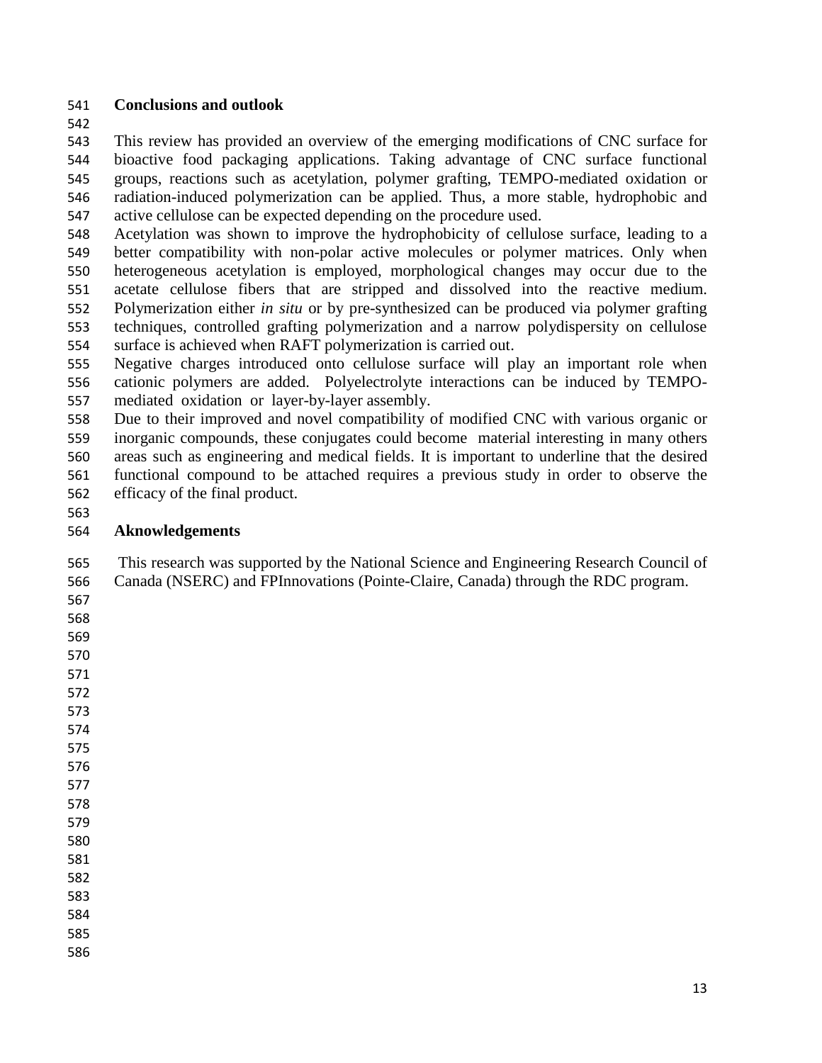## Conclusions and outlook

This review has provided an overview of the emerging modifications of CNC surface for bioactive food packaging applications. Taking advantage of CNC surface functional groups, reactions such as acetylation, polymer grafting, TEMPO-mediated oxidation or radiation-induced polymerization can be applied. Thus, a more stable, hydrophobic and active cellulose can be expected depending on the procedure used.

Acetylation was shown to improve the hydrophobicity of cellulose surface, leading to a better compatibility with non-polar active molecules or polymer matrices. Only when heterogeneous acetylation is employed, morphological changes may occur due to the acetate cellulose fibers that are stripped and dissolved into the reactive medium. Polymerization either *in situ* or by pre-synthesized can be produced via polymer grafting techniques, controlled grafting polymerization and a narrow polydispersity on cellulose surface is achieved when RAFT polymerization is carried out.

Negative charges introduced onto cellulose surface will play an important role when cationic polymers are added. Polyelectrolyte interactions can be induced by TEMPO-mediated oxidation or layer-by-layer assembly.

Due to their improved and novel compatibility of modified CNC with various organic or inorganic compounds, these conjugates could become material interesting in many others areas such as engineering and medical fields. It is important to underline that the desired functional compound to be attached requires a previous study in order to observe the efficacy of the final product.

## Aknowledgements

This research was supported by the National Science and Engineering Research Council of Canada (NSERC) and FPInnovations (Pointe-Claire, Canada) through the RDC program.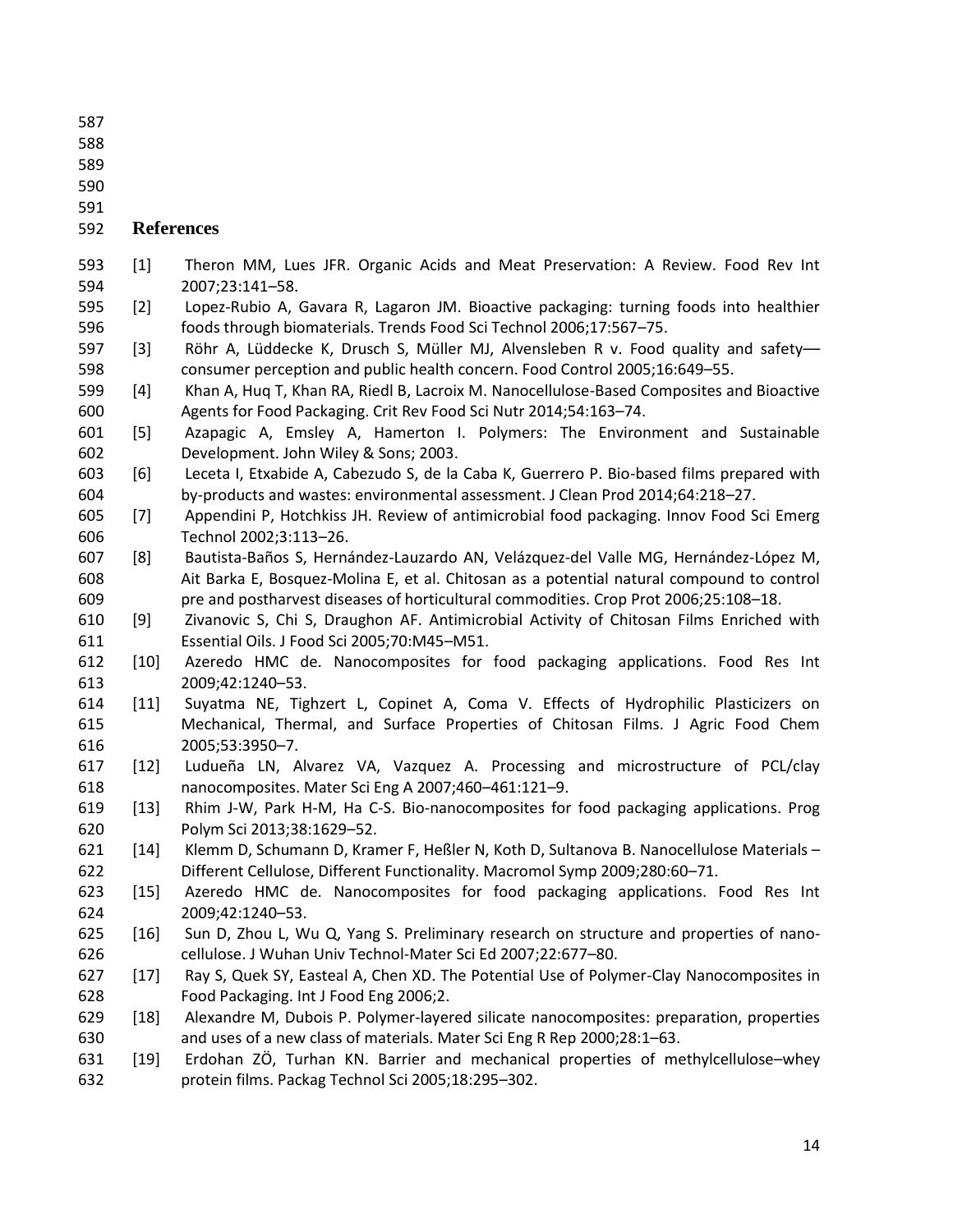## References

[1] Theron MM, Lues JFR. Organic Acids and Meat Preservation: A Review. Food Rev Int 2007;23:141–58.

[2] Lopez-Rubio A, Gavara R, Lagaron JM. Bioactive packaging: turning foods into healthier foods through biomaterials. Trends Food Sci Technol 2006;17:567–75.

[3] Röhr A, Lüddecke K, Drusch S, Müller MJ, Alvensleben R v. Food quality and safety—consumer perception and public health concern. Food Control 2005;16:649–55.

[4] Khan A, Huq T, Khan RA, Riedl B, Lacroix M. Nanocellulose-Based Composites and Bioactive Agents for Food Packaging. Crit Rev Food Sci Nutr 2014;54:163–74.

[5] Azapagic A, Emsley A, Hamerton I. Polymers: The Environment and Sustainable Development. John Wiley & Sons; 2003.

[6] Leceta I, Etxabide A, Cabezudo S, de la Caba K, Guerrero P. Bio-based films prepared with by-products and wastes: environmental assessment. J Clean Prod 2014;64:218–27.

[7] Appendini P, Hotchkiss JH. Review of antimicrobial food packaging. Innov Food Sci Emerg Technol 2002;3:113–26.

[8] Bautista-Baños S, Hernández-Lauzardo AN, Velázquez-del Valle MG, Hernández-López M, Ait Barka E, Bosquez-Molina E, et al. Chitosan as a potential natural compound to control pre and postharvest diseases of horticultural commodities. Crop Prot 2006;25:108–18.

[9] Zivanovic S, Chi S, Draughon AF. Antimicrobial Activity of Chitosan Films Enriched with Essential Oils. J Food Sci 2005;70:M45–M51.

[10] Azeredo HMC de. Nanocomposites for food packaging applications. Food Res Int 2009;42:1240–53.

[11] Suyatma NE, Tighzert L, Copinet A, Coma V. Effects of Hydrophilic Plasticizers on Mechanical, Thermal, and Surface Properties of Chitosan Films. J Agric Food Chem 2005;53:3950–7.

[12] Ludueña LN, Alvarez VA, Vazquez A. Processing and microstructure of PCL/clay nanocomposites. Mater Sci Eng A 2007;460–461:121–9.

[13] Rhim J-W, Park H-M, Ha C-S. Bio-nanocomposites for food packaging applications. Prog Polym Sci 2013;38:1629–52.

[14] Klemm D, Schumann D, Kramer F, Heßler N, Koth D, Sultanova B. Nanocellulose Materials – Different Cellulose, Different Functionality. Macromol Symp 2009;280:60–71.

[15] Azeredo HMC de. Nanocomposites for food packaging applications. Food Res Int 2009;42:1240–53.

[16] Sun D, Zhou L, Wu Q, Yang S. Preliminary research on structure and properties of nano-cellulose. J Wuhan Univ Technol-Mater Sci Ed 2007;22:677–80.

[17] Ray S, Quek SY, Easteal A, Chen XD. The Potential Use of Polymer-Clay Nanocomposites in Food Packaging. Int J Food Eng 2006;2.

[18] Alexandre M, Dubois P. Polymer-layered silicate nanocomposites: preparation, properties and uses of a new class of materials. Mater Sci Eng R Rep 2000;28:1–63.

[19] Erdohan ZÖ, Turhan KN. Barrier and mechanical properties of methylcellulose–whey protein films. Packag Technol Sci 2005;18:295–302.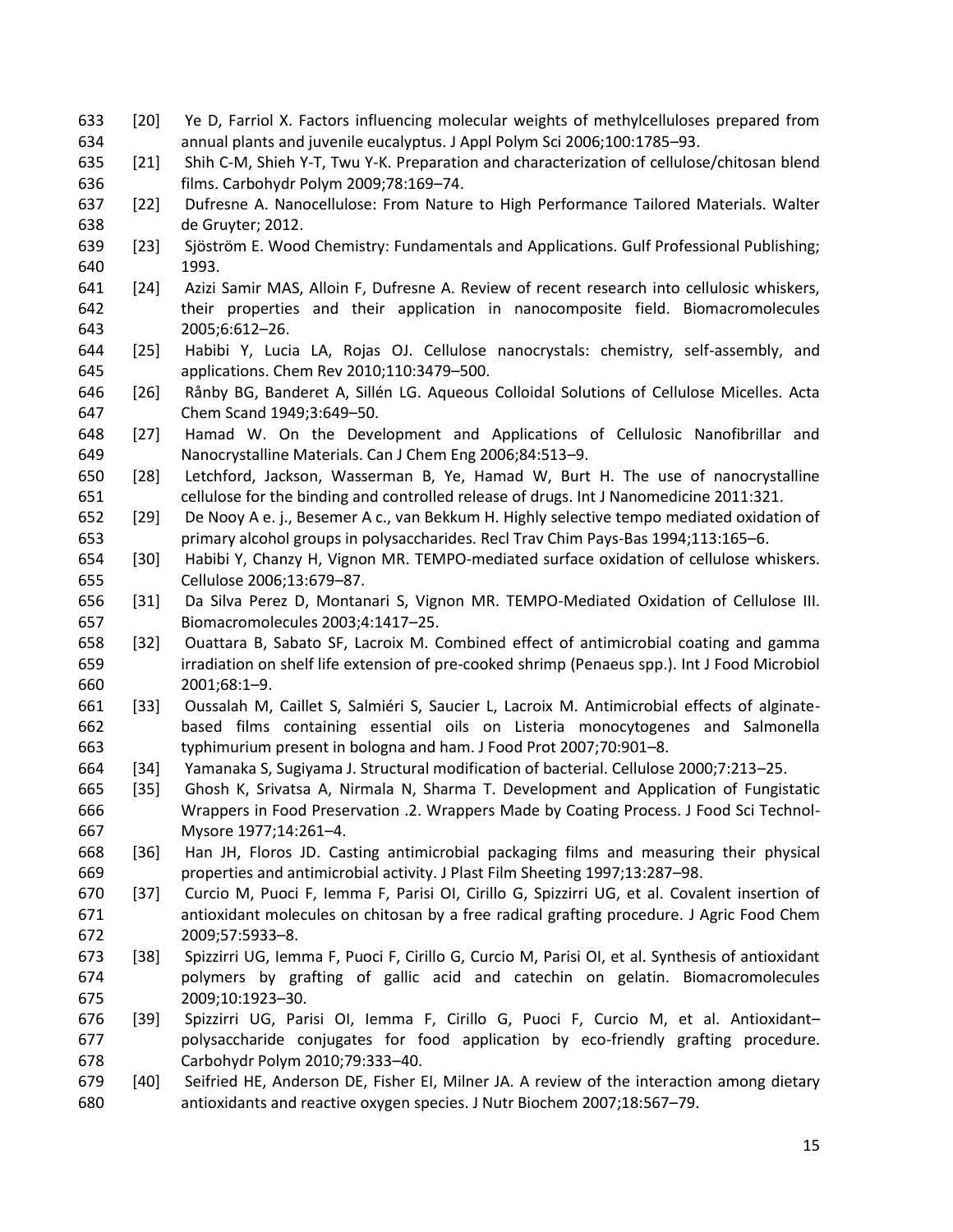[20] Ye D, Farriol X. Factors influencing molecular weights of methylcelluloses prepared from annual plants and juvenile eucalyptus. J Appl Polym Sci 2006;100:1785–93.

[21] Shih C-M, Shieh Y-T, Twu Y-K. Preparation and characterization of cellulose/chitosan blend films. Carbohydr Polym 2009;78:169–74.

[22] Dufresne A. Nanocellulose: From Nature to High Performance Tailored Materials. Walter de Gruyter; 2012.

[23] Sjöström E. Wood Chemistry: Fundamentals and Applications. Gulf Professional Publishing; 1993.

[24] Azizi Samir MAS, Alloin F, Dufresne A. Review of recent research into cellulosic whiskers, their properties and their application in nanocomposite field. Biomacromolecules 2005;6:612–26.

[25] Habibi Y, Lucia LA, Rojas OJ. Cellulose nanocrystals: chemistry, self-assembly, and applications. Chem Rev 2010;110:3479–500.

[26] Rånby BG, Banderet A, Sillén LG. Aqueous Colloidal Solutions of Cellulose Micelles. Acta Chem Scand 1949;3:649–50.

[27] Hamad W. On the Development and Applications of Cellulosic Nanofibrillar and Nanocrystalline Materials. Can J Chem Eng 2006;84:513–9.

[28] Letchford, Jackson, Wasserman B, Ye, Hamad W, Burt H. The use of nanocrystalline cellulose for the binding and controlled release of drugs. Int J Nanomedicine 2011:321.

[29] De Nooy A e. j., Besemer A c., van Bekkum H. Highly selective tempo mediated oxidation of primary alcohol groups in polysaccharides. Recl Trav Chim Pays-Bas 1994;113:165–6.

[30] Habibi Y, Chanzy H, Vignon MR. TEMPO-mediated surface oxidation of cellulose whiskers. Cellulose 2006;13:679–87.

[31] Da Silva Perez D, Montanari S, Vignon MR. TEMPO-Mediated Oxidation of Cellulose III. Biomacromolecules 2003;4:1417–25.

[32] Ouattara B, Sabato SF, Lacroix M. Combined effect of antimicrobial coating and gamma irradiation on shelf life extension of pre-cooked shrimp (Penaeus spp.). Int J Food Microbiol 2001;68:1–9.

[33] Oussalah M, Caillet S, Salmiéri S, Saucier L, Lacroix M. Antimicrobial effects of alginate-based films containing essential oils on Listeria monocytogenes and Salmonella typhimurium present in bologna and ham. J Food Prot 2007;70:901–8.

[34] Yamanaka S, Sugiyama J. Structural modification of bacterial. Cellulose 2000;7:213–25.

[35] Ghosh K, Srivatsa A, Nirmala N, Sharma T. Development and Application of Fungistatic Wrappers in Food Preservation .2. Wrappers Made by Coating Process. J Food Sci Technol-Mysore 1977;14:261–4.

[36] Han JH, Floros JD. Casting antimicrobial packaging films and measuring their physical properties and antimicrobial activity. J Plast Film Sheeting 1997;13:287–98.

[37] Curcio M, Puoci F, Iemma F, Parisi OI, Cirillo G, Spizzirri UG, et al. Covalent insertion of antioxidant molecules on chitosan by a free radical grafting procedure. J Agric Food Chem 2009;57:5933–8.

[38] Spizzirri UG, Iemma F, Puoci F, Cirillo G, Curcio M, Parisi OI, et al. Synthesis of antioxidant polymers by grafting of gallic acid and catechin on gelatin. Biomacromolecules 2009;10:1923–30.

[39] Spizzirri UG, Parisi OI, Iemma F, Cirillo G, Puoci F, Curcio M, et al. Antioxidant–polysaccharide conjugates for food application by eco-friendly grafting procedure. Carbohydr Polym 2010;79:333–40.

[40] Seifried HE, Anderson DE, Fisher EI, Milner JA. A review of the interaction among dietary antioxidants and reactive oxygen species. J Nutr Biochem 2007;18:567–79.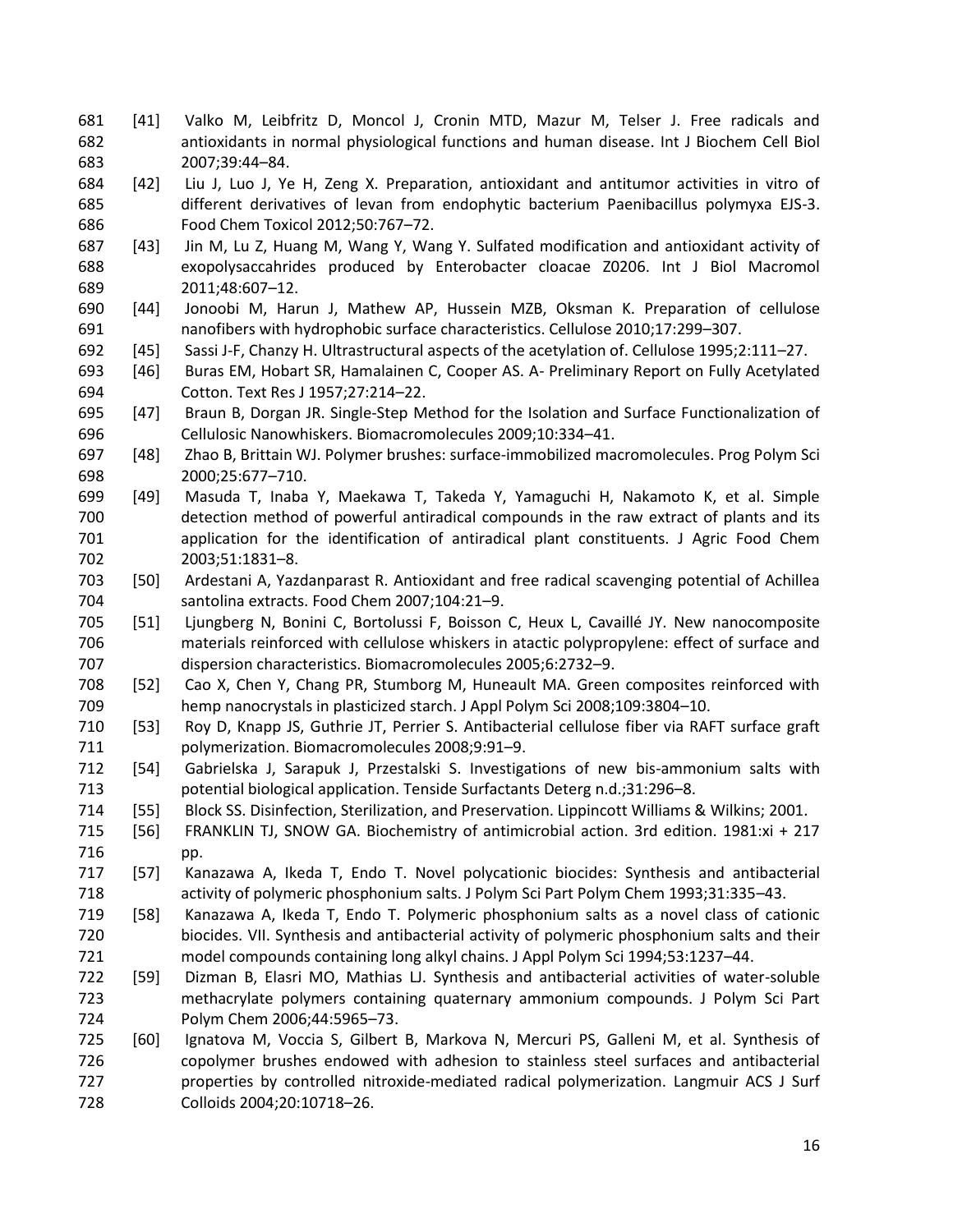[41] Valko M, Leibfritz D, Moncol J, Cronin MTD, Mazur M, Telser J. Free radicals and antioxidants in normal physiological functions and human disease. Int J Biochem Cell Biol 2007;39:44–84.

[42] Liu J, Luo J, Ye H, Zeng X. Preparation, antioxidant and antitumor activities in vitro of different derivatives of levan from endophytic bacterium Paenibacillus polymyxa EJS-3. Food Chem Toxicol 2012;50:767–72.

[43] Jin M, Lu Z, Huang M, Wang Y, Wang Y. Sulfated modification and antioxidant activity of exopolysaccahrides produced by Enterobacter cloacae Z0206. Int J Biol Macromol 2011;48:607–12.

[44] Jonoobi M, Harun J, Mathew AP, Hussein MZB, Oksman K. Preparation of cellulose nanofibers with hydrophobic surface characteristics. Cellulose 2010;17:299–307.

[45] Sassi J-F, Chanzy H. Ultrastructural aspects of the acetylation of cellulose. Cellulose 1995;2:111–27.

[46] Buras EM, Hobart SR, Hamalainen C, Cooper AS. A- Preliminary Report on Fully Acetylated Cotton. Text Res J 1957;27:214–22.

[47] Braun B, Dorgan JR. Single-Step Method for the Isolation and Surface Functionalization of Cellulosic Nanowhiskers. Biomacromolecules 2009;10:334–41.

[48] Zhao B, Brittain WJ. Polymer brushes: surface-immobilized macromolecules. Prog Polym Sci 2000;25:677–710.

[49] Masuda T, Inaba Y, Maekawa T, Takeda Y, Yamaguchi H, Nakamoto K, et al. Simple detection method of powerful antiradical compounds in the raw extract of plants and its application for the identification of antiradical plant constituents. J Agric Food Chem 2003;51:1831–8.

[50] Ardestani A, Yazdanparast R. Antioxidant and free radical scavenging potential of Achillea santolina extracts. Food Chem 2007;104:21–9.

[51] Ljungberg N, Bonini C, Bortolussi F, Boisson C, Heux L, Cavaillé JY. New nanocomposite materials reinforced with cellulose whiskers in atactic polypropylene: effect of surface and dispersion characteristics. Biomacromolecules 2005;6:2732–9.

[52] Cao X, Chen Y, Chang PR, Stumborg M, Huneault MA. Green composites reinforced with hemp nanocrystals in plasticized starch. J Appl Polym Sci 2008;109:3804–10.

[53] Roy D, Knapp JS, Guthrie JT, Perrier S. Antibacterial cellulose fiber via RAFT surface graft polymerization. Biomacromolecules 2008;9:91–9.

[54] Gabrielska J, Sarapuk J, Przestalski S. Investigations of new bis-ammonium salts with potential biological application. Tenside Surfactants Deterg n.d.;31:296–8.

[55] Block SS. Disinfection, Sterilization, and Preservation. Lippincott Williams & Wilkins; 2001.

[56] FRANKLIN TJ, SNOW GA. Biochemistry of antimicrobial action. 3rd edition. 1981:xi + 217 pp.

[57] Kanazawa A, Ikeda T, Endo T. Novel polycationic biocides: Synthesis and antibacterial activity of polymeric phosphonium salts. J Polym Sci Part Polym Chem 1993;31:335–43.

[58] Kanazawa A, Ikeda T, Endo T. Polymeric phosphonium salts as a novel class of cationic biocides. VII. Synthesis and antibacterial activity of polymeric phosphonium salts and their model compounds containing long alkyl chains. J Appl Polym Sci 1994;53:1237–44.

[59] Dizman B, Elasri MO, Mathias LJ. Synthesis and antibacterial activities of water-soluble methacrylate polymers containing quaternary ammonium compounds. J Polym Sci Part Polym Chem 2006;44:5965–73.

[60] Ignatova M, Voccia S, Gilbert B, Markova N, Mercuri PS, Galleni M, et al. Synthesis of copolymer brushes endowed with adhesion to stainless steel surfaces and antibacterial properties by controlled nitroxide-mediated radical polymerization. Langmuir ACS J Surf Colloids 2004;20:10718–26.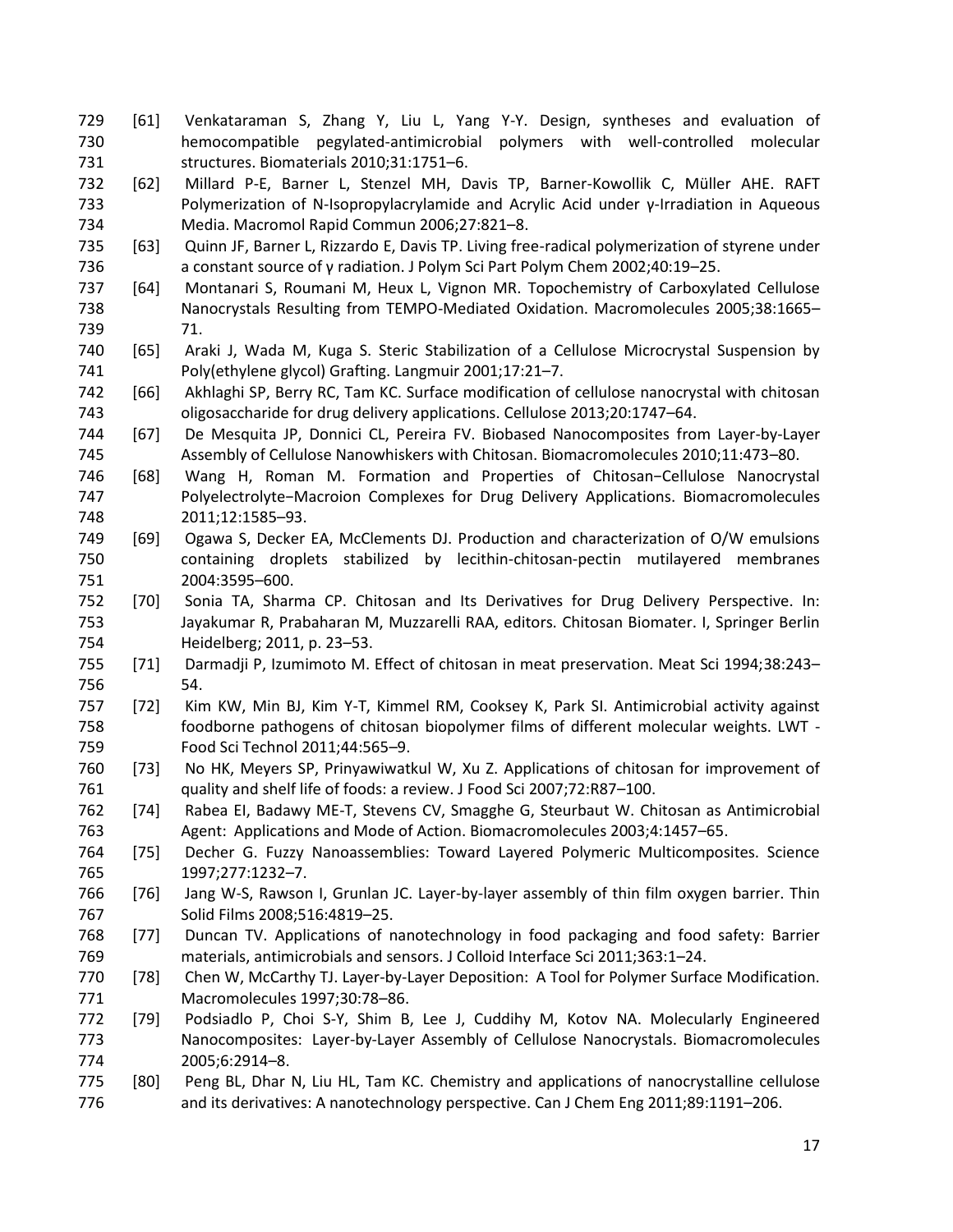[61] Venkataraman S, Zhang Y, Liu L, Yang Y-Y. Design, syntheses and evaluation of hemocompatible pegylated-antimicrobial polymers with well-controlled molecular structures. Biomaterials 2010;31:1751–6.

[62] Millard P-E, Barner L, Stenzel MH, Davis TP, Barner-Kowollik C, Müller AHE. RAFT Polymerization of N-Isopropylacrylamide and Acrylic Acid under γ-Irradiation in Aqueous Media. Macromol Rapid Commun 2006;27:821–8.

[63] Quinn JF, Barner L, Rizzardo E, Davis TP. Living free-radical polymerization of styrene under a constant source of γ radiation. J Polym Sci Part Polym Chem 2002;40:19–25.

[64] Montanari S, Roumani M, Heux L, Vignon MR. Topochemistry of Carboxylated Cellulose Nanocrystals Resulting from TEMPO-Mediated Oxidation. Macromolecules 2005;38:1665–71.

[65] Araki J, Wada M, Kuga S. Steric Stabilization of a Cellulose Microcrystal Suspension by Poly(ethylene glycol) Grafting. Langmuir 2001;17:21–7.

[66] Akhlaghi SP, Berry RC, Tam KC. Surface modification of cellulose nanocrystal with chitosan oligosaccharide for drug delivery applications. Cellulose 2013;20:1747–64.

[67] De Mesquita JP, Donnici CL, Pereira FV. Biobased Nanocomposites from Layer-by-Layer Assembly of Cellulose Nanowhiskers with Chitosan. Biomacromolecules 2010;11:473–80.

[68] Wang H, Roman M. Formation and Properties of Chitosan−Cellulose Nanocrystal Polyelectrolyte−Macroion Complexes for Drug Delivery Applications. Biomacromolecules 2011;12:1585–93.

[69] Ogawa S, Decker EA, McClements DJ. Production and characterization of O/W emulsions containing droplets stabilized by lecithin-chitosan-pectin mutilayered membranes 2004:3595–600.

[70] Sonia TA, Sharma CP. Chitosan and Its Derivatives for Drug Delivery Perspective. In: Jayakumar R, Prabaharan M, Muzzarelli RAA, editors. Chitosan Biomater. I, Springer Berlin Heidelberg; 2011, p. 23–53.

[71] Darmadji P, Izumimoto M. Effect of chitosan in meat preservation. Meat Sci 1994;38:243–54.

[72] Kim KW, Min BJ, Kim Y-T, Kimmel RM, Cooksey K, Park SI. Antimicrobial activity against foodborne pathogens of chitosan biopolymer films of different molecular weights. LWT - Food Sci Technol 2011;44:565–9.

[73] No HK, Meyers SP, Prinyawiwatkul W, Xu Z. Applications of chitosan for improvement of quality and shelf life of foods: a review. J Food Sci 2007;72:R87–100.

[74] Rabea EI, Badawy ME-T, Stevens CV, Smagghe G, Steurbaut W. Chitosan as Antimicrobial Agent: Applications and Mode of Action. Biomacromolecules 2003;4:1457–65.

[75] Decher G. Fuzzy Nanoassemblies: Toward Layered Polymeric Multicomposites. Science 1997;277:1232–7.

[76] Jang W-S, Rawson I, Grunlan JC. Layer-by-layer assembly of thin film oxygen barrier. Thin Solid Films 2008;516:4819–25.

[77] Duncan TV. Applications of nanotechnology in food packaging and food safety: Barrier materials, antimicrobials and sensors. J Colloid Interface Sci 2011;363:1–24.

[78] Chen W, McCarthy TJ. Layer-by-Layer Deposition: A Tool for Polymer Surface Modification. Macromolecules 1997;30:78–86.

[79] Podsiadlo P, Choi S-Y, Shim B, Lee J, Cuddihy M, Kotov NA. Molecularly Engineered Nanocomposites: Layer-by-Layer Assembly of Cellulose Nanocrystals. Biomacromolecules 2005;6:2914–8.

[80] Peng BL, Dhar N, Liu HL, Tam KC. Chemistry and applications of nanocrystalline cellulose and its derivatives: A nanotechnology perspective. Can J Chem Eng 2011;89:1191–206.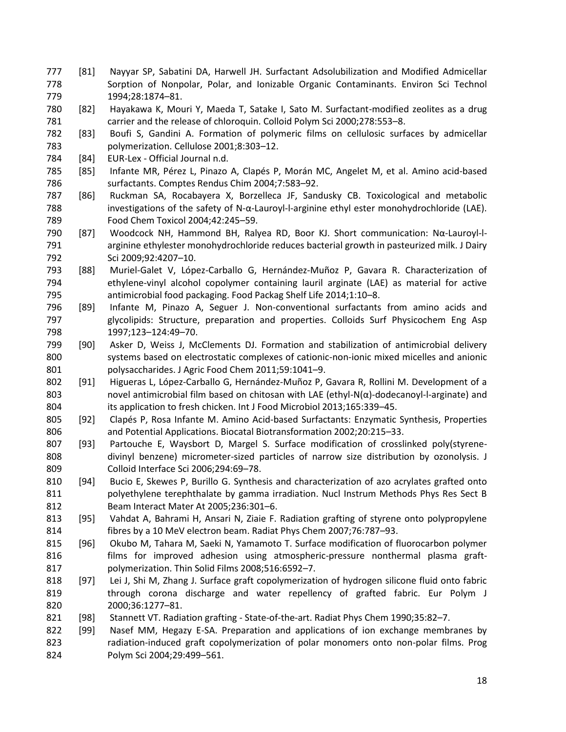[81] Nayyar SP, Sabatini DA, Harwell JH. Surfactant Adsolubilization and Modified Admicellar Sorption of Nonpolar, Polar, and Ionizable Organic Contaminants. Environ Sci Technol 1994;28:1874–81.

[82] Hayakawa K, Mouri Y, Maeda T, Satake I, Sato M. Surfactant-modified zeolites as a drug carrier and the release of chloroquin. Colloid Polym Sci 2000;278:553–8.

[83] Boufi S, Gandini A. Formation of polymeric films on cellulosic surfaces by admicellar polymerization. Cellulose 2001;8:303–12.

[84] EUR-Lex - Official Journal n.d.

[85] Infante MR, Pérez L, Pinazo A, Clapés P, Morán MC, Angelet M, et al. Amino acid-based surfactants. Comptes Rendus Chim 2004;7:583–92.

[86] Ruckman SA, Rocabayera X, Borzelleca JF, Sandusky CB. Toxicological and metabolic investigations of the safety of N-α-Lauroyl-l-arginine ethyl ester monohydrochloride (LAE). Food Chem Toxicol 2004;42:245–59.

[87] Woodcock NH, Hammond BH, Ralyea RD, Boor KJ. Short communication: Nα-Lauroyl-l-arginine ethylester monohydrochloride reduces bacterial growth in pasteurized milk. J Dairy Sci 2009;92:4207–10.

[88] Muriel-Galet V, López-Carballo G, Hernández-Muñoz P, Gavara R. Characterization of ethylene-vinyl alcohol copolymer containing lauril arginate (LAE) as material for active antimicrobial food packaging. Food Packag Shelf Life 2014;1:10–8.

[89] Infante M, Pinazo A, Seguer J. Non-conventional surfactants from amino acids and glycolipids: Structure, preparation and properties. Colloids Surf Physicochem Eng Asp 1997;123–124:49–70.

[90] Asker D, Weiss J, McClements DJ. Formation and stabilization of antimicrobial delivery systems based on electrostatic complexes of cationic-non-ionic mixed micelles and anionic polysaccharides. J Agric Food Chem 2011;59:1041–9.

[91] Higueras L, López-Carballo G, Hernández-Muñoz P, Gavara R, Rollini M. Development of a novel antimicrobial film based on chitosan with LAE (ethyl-N(α)-dodecanoyl-l-arginate) and its application to fresh chicken. Int J Food Microbiol 2013;165:339–45.

[92] Clapés P, Rosa Infante M. Amino Acid-based Surfactants: Enzymatic Synthesis, Properties and Potential Applications. Biocatal Biotransformation 2002;20:215–33.

[93] Partouche E, Waysbort D, Margel S. Surface modification of crosslinked poly(styrene-divinyl benzene) micrometer-sized particles of narrow size distribution by ozonolysis. J Colloid Interface Sci 2006;294:69–78.

[94] Bucio E, Skewes P, Burillo G. Synthesis and characterization of azo acrylates grafted onto polyethylene terephthalate by gamma irradiation. Nucl Instrum Methods Phys Res Sect B Beam Interact Mater At 2005;236:301–6.

[95] Vahdat A, Bahrami H, Ansari N, Ziaie F. Radiation grafting of styrene onto polypropylene fibres by a 10 MeV electron beam. Radiat Phys Chem 2007;76:787–93.

[96] Okubo M, Tahara M, Saeki N, Yamamoto T. Surface modification of fluorocarbon polymer films for improved adhesion using atmospheric-pressure nonthermal plasma graft-polymerization. Thin Solid Films 2008;516:6592–7.

[97] Lei J, Shi M, Zhang J. Surface graft copolymerization of hydrogen silicone fluid onto fabric through corona discharge and water repellency of grafted fabric. Eur Polym J 2000;36:1277–81.

[98] Stannett VT. Radiation grafting - State-of-the-art. Radiat Phys Chem 1990;35:82–7.

[99] Nasef MM, Hegazy E-SA. Preparation and applications of ion exchange membranes by radiation-induced graft copolymerization of polar monomers onto non-polar films. Prog Polym Sci 2004;29:499–561.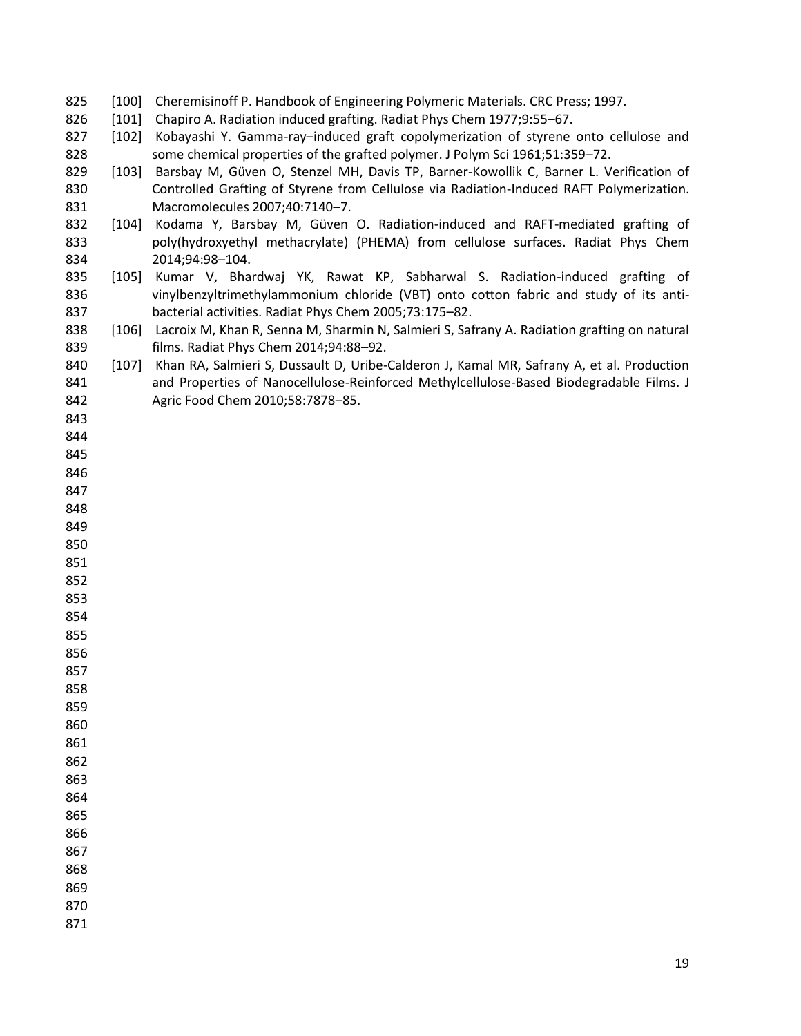[100] Cheremisinoff P. Handbook of Engineering Polymeric Materials. CRC Press; 1997.

[101] Chapiro A. Radiation induced grafting. Radiat Phys Chem 1977;9:55–67.

[102] Kobayashi Y. Gamma-ray–induced graft copolymerization of styrene onto cellulose and some chemical properties of the grafted polymer. J Polym Sci 1961;51:359–72.

[103] Barsbay M, Güven O, Stenzel MH, Davis TP, Barner-Kowollik C, Barner L. Verification of Controlled Grafting of Styrene from Cellulose via Radiation-Induced RAFT Polymerization. Macromolecules 2007;40:7140–7.

[104] Kodama Y, Barsbay M, Güven O. Radiation-induced and RAFT-mediated grafting of poly(hydroxyethyl methacrylate) (PHEMA) from cellulose surfaces. Radiat Phys Chem 2014;94:98–104.

[105] Kumar V, Bhardwaj YK, Rawat KP, Sabharwal S. Radiation-induced grafting of vinylbenzyltrimethylammonium chloride (VBT) onto cotton fabric and study of its anti-bacterial activities. Radiat Phys Chem 2005;73:175–82.

[106] Lacroix M, Khan R, Senna M, Sharmin N, Salmieri S, Safrany A. Radiation grafting on natural films. Radiat Phys Chem 2014;94:88–92.

[107] Khan RA, Salmieri S, Dussault D, Uribe-Calderon J, Kamal MR, Safrany A, et al. Production and Properties of Nanocellulose-Reinforced Methylcellulose-Based Biodegradable Films. J Agric Food Chem 2010;58:7878–85.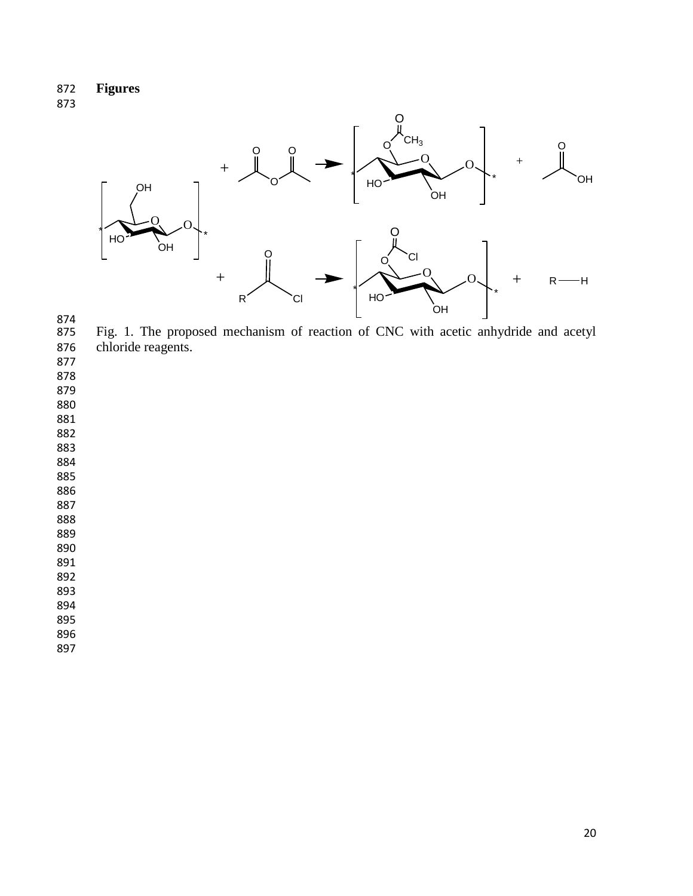**Figures**

Fig. 1. The proposed mechanism of reaction of CNC with acetic anhydride and acetyl chloride reagents.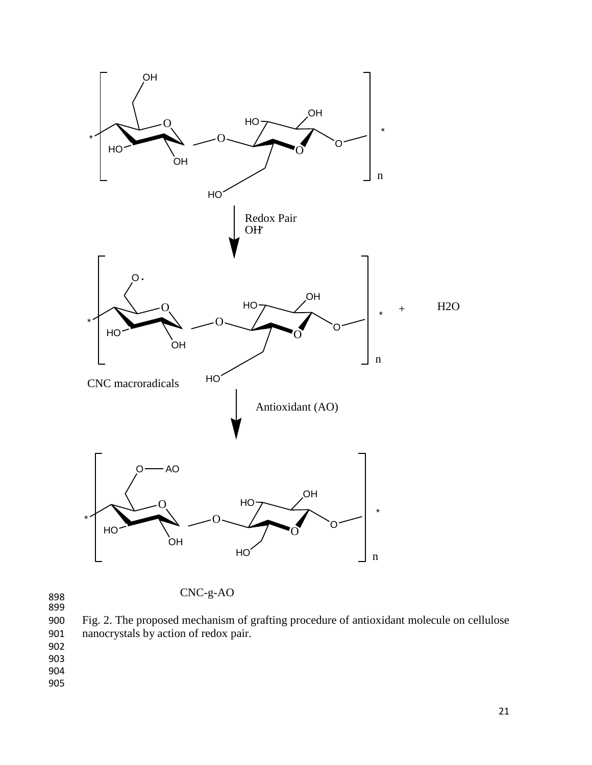Redox Pair
OH•

CNC macroradicals

$+ \quad H_2O$

Antioxidant (AO)

CNC-g-AO

Fig. 2. The proposed mechanism of grafting procedure of antioxidant molecule on cellulose nanocrystals by action of redox pair.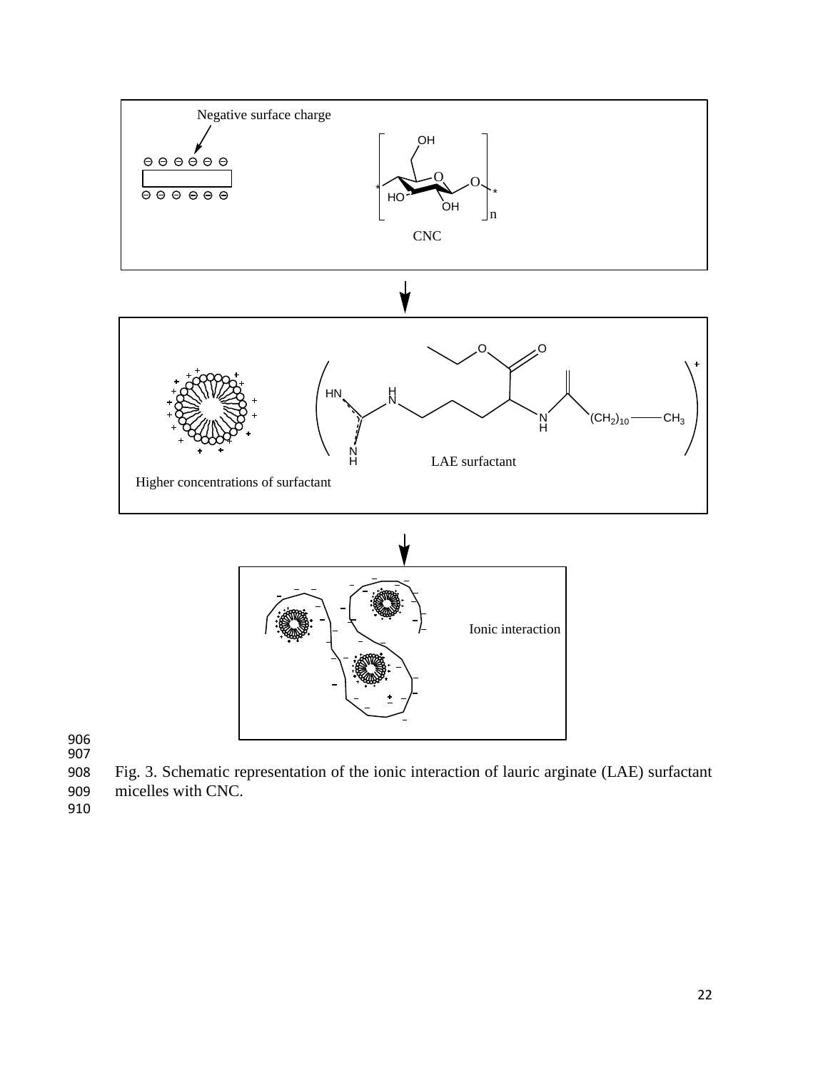Negative surface charge

CNC

LAE surfactant

Higher concentrations of surfactant

Ionic interaction

Fig. 3. Schematic representation of the ionic interaction of lauric arginate (LAE) surfactant micelles with CNC.